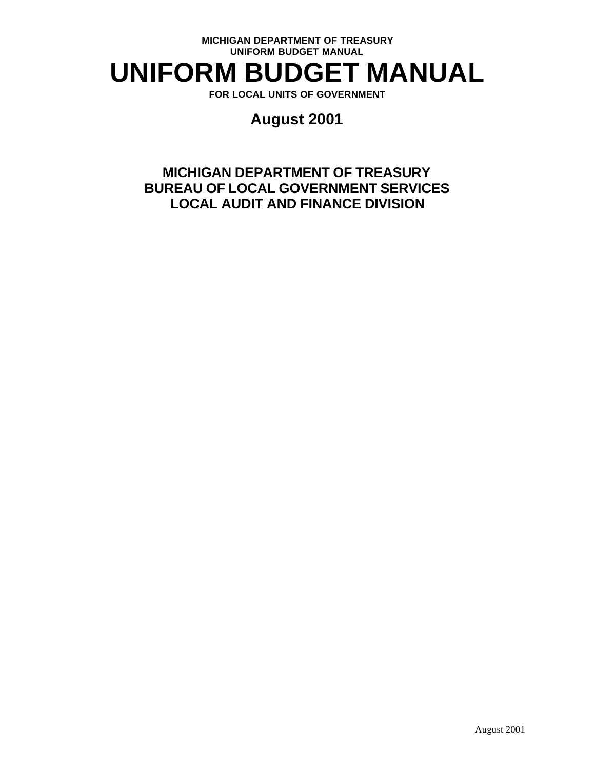MICHIGAN DEPARTMENT OF TREASURY
UNIFORM BUDGET MANUAL

# UNIFORM BUDGET MANUAL

FOR LOCAL UNITS OF GOVERNMENT

## August 2001

**MICHIGAN DEPARTMENT OF TREASURY**
**BUREAU OF LOCAL GOVERNMENT SERVICES**
**LOCAL AUDIT AND FINANCE DIVISION**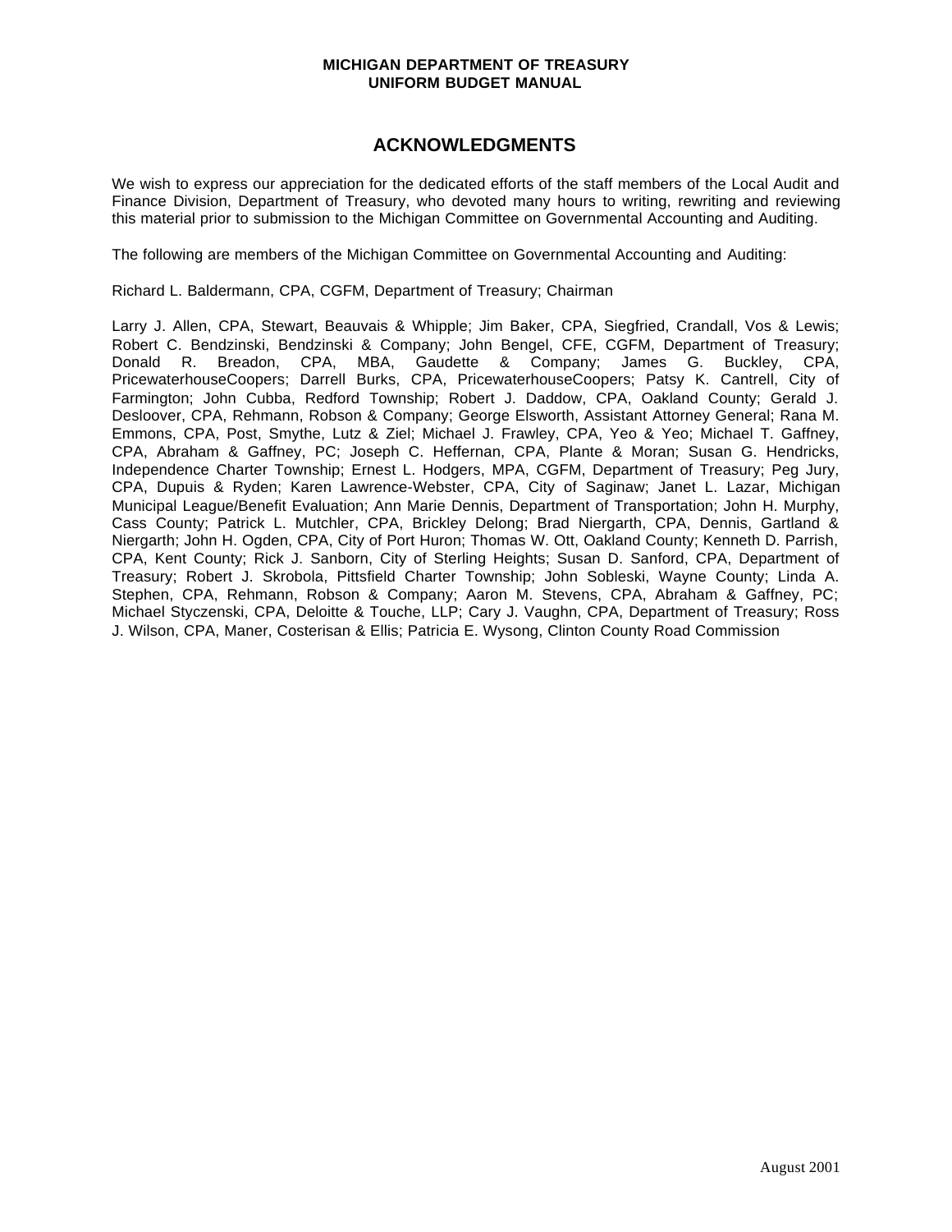# ACKNOWLEDGMENTS

We wish to express our appreciation for the dedicated efforts of the staff members of the Local Audit and Finance Division, Department of Treasury, who devoted many hours to writing, rewriting and reviewing this material prior to submission to the Michigan Committee on Governmental Accounting and Auditing.

The following are members of the Michigan Committee on Governmental Accounting and Auditing:

Richard L. Baldermann, CPA, CGFM, Department of Treasury; Chairman

Larry J. Allen, CPA, Stewart, Beauvais & Whipple; Jim Baker, CPA, Siegfried, Crandall, Vos & Lewis; Robert C. Bendzinski, Bendzinski & Company; John Bengel, CFE, CGFM, Department of Treasury; Donald R. Breadon, CPA, MBA, Gaudette & Company; James G. Buckley, CPA, PricewaterhouseCoopers; Darrell Burks, CPA, PricewaterhouseCoopers; Patsy K. Cantrell, City of Farmington; John Cubba, Redford Township; Robert J. Daddow, CPA, Oakland County; Gerald J. Desloover, CPA, Rehmann, Robson & Company; George Elsworth, Assistant Attorney General; Rana M. Emmons, CPA, Post, Smythe, Lutz & Ziel; Michael J. Frawley, CPA, Yeo & Yeo; Michael T. Gaffney, CPA, Abraham & Gaffney, PC; Joseph C. Heffernan, CPA, Plante & Moran; Susan G. Hendricks, Independence Charter Township; Ernest L. Hodgers, MPA, CGFM, Department of Treasury; Peg Jury, CPA, Dupuis & Ryden; Karen Lawrence-Webster, CPA, City of Saginaw; Janet L. Lazar, Michigan Municipal League/Benefit Evaluation; Ann Marie Dennis, Department of Transportation; John H. Murphy, Cass County; Patrick L. Mutchler, CPA, Brickley Delong; Brad Niergarth, CPA, Dennis, Gartland & Niergarth; John H. Ogden, CPA, City of Port Huron; Thomas W. Ott, Oakland County; Kenneth D. Parrish, CPA, Kent County; Rick J. Sanborn, City of Sterling Heights; Susan D. Sanford, CPA, Department of Treasury; Robert J. Skrobola, Pittsfield Charter Township; John Sobleski, Wayne County; Linda A. Stephen, CPA, Rehmann, Robson & Company; Aaron M. Stevens, CPA, Abraham & Gaffney, PC; Michael Styczenski, CPA, Deloitte & Touche, LLP; Cary J. Vaughn, CPA, Department of Treasury; Ross J. Wilson, CPA, Maner, Costerisan & Ellis; Patricia E. Wysong, Clinton County Road Commission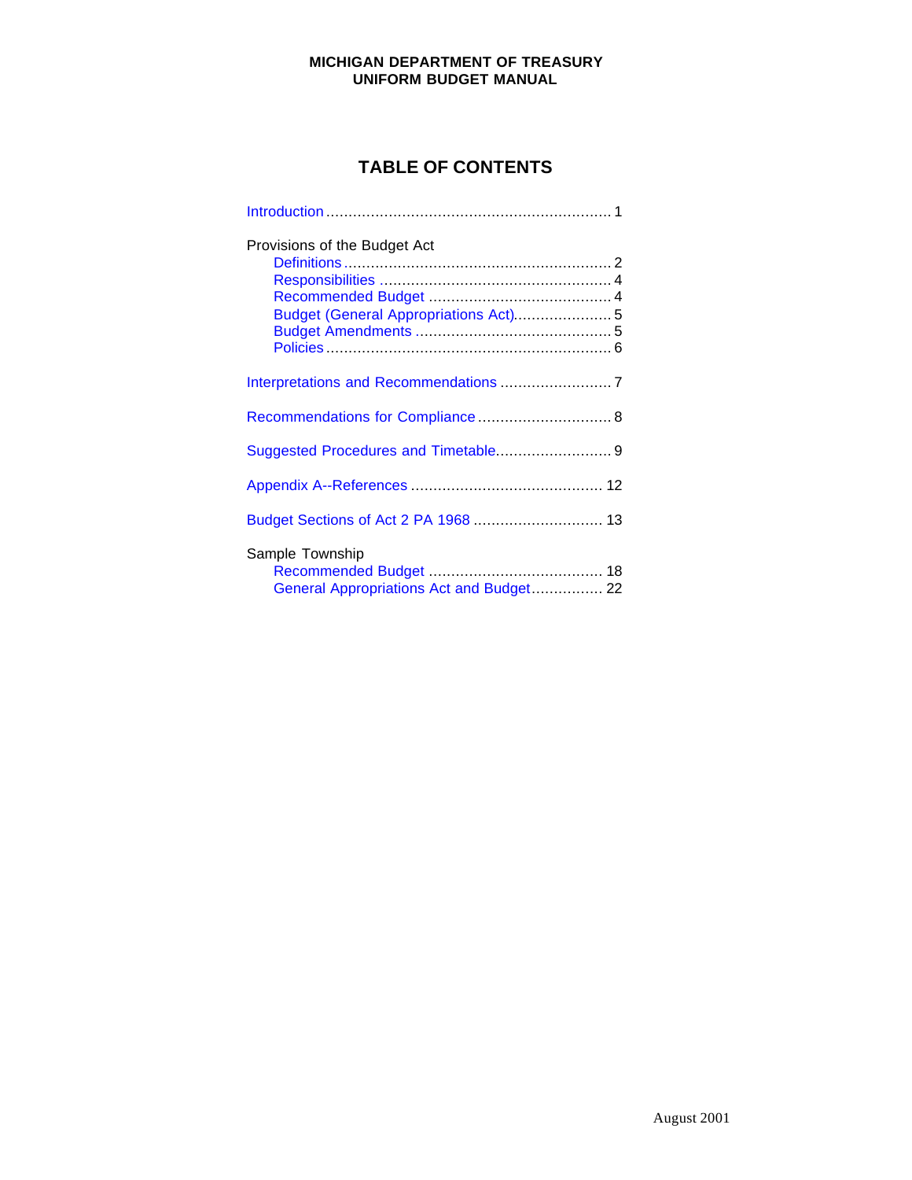**MICHIGAN DEPARTMENT OF TREASURY**
**UNIFORM BUDGET MANUAL**

# TABLE OF CONTENTS

Introduction ................................................................ 1

Provisions of the Budget Act
- Definitions ............................................................ 2
- Responsibilities .................................................... 4
- Recommended Budget ......................................... 4
- Budget (General Appropriations Act)...................... 5
- Budget Amendments ............................................ 5
- Policies ................................................................ 6

Interpretations and Recommendations ......................... 7

Recommendations for Compliance .............................. 8

Suggested Procedures and Timetable.......................... 9

Appendix A--References ........................................... 12

Budget Sections of Act 2 PA 1968 ............................. 13

Sample Township
- Recommended Budget ....................................... 18
- General Appropriations Act and Budget................ 22

August 2001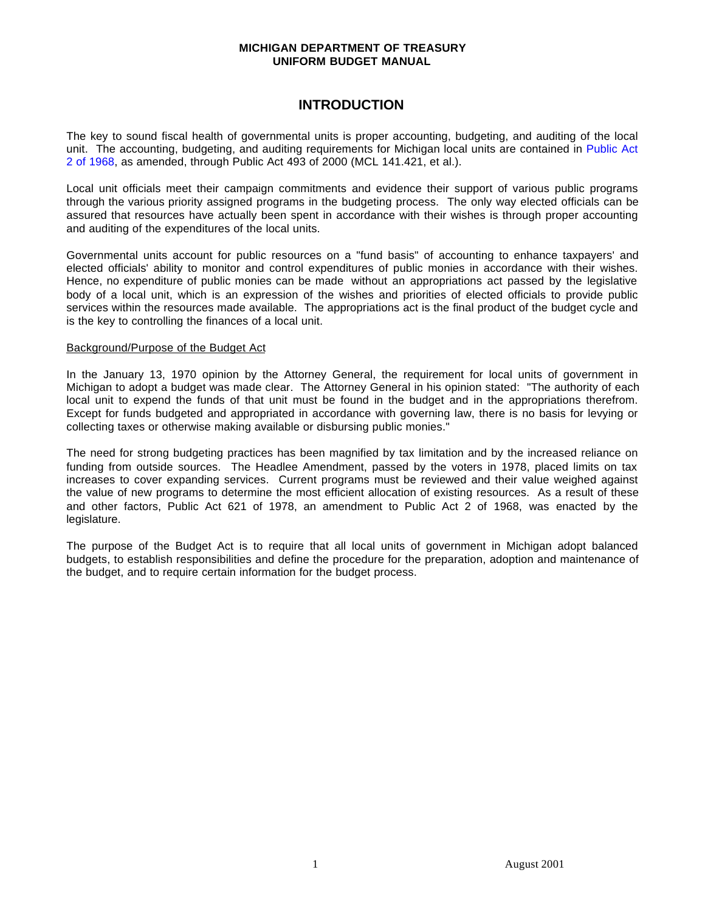MICHIGAN DEPARTMENT OF TREASURY
UNIFORM BUDGET MANUAL

# INTRODUCTION

The key to sound fiscal health of governmental units is proper accounting, budgeting, and auditing of the local unit. The accounting, budgeting, and auditing requirements for Michigan local units are contained in Public Act 2 of 1968, as amended, through Public Act 493 of 2000 (MCL 141.421, et al.).

Local unit officials meet their campaign commitments and evidence their support of various public programs through the various priority assigned programs in the budgeting process. The only way elected officials can be assured that resources have actually been spent in accordance with their wishes is through proper accounting and auditing of the expenditures of the local units.

Governmental units account for public resources on a "fund basis" of accounting to enhance taxpayers' and elected officials' ability to monitor and control expenditures of public monies in accordance with their wishes. Hence, no expenditure of public monies can be made without an appropriations act passed by the legislative body of a local unit, which is an expression of the wishes and priorities of elected officials to provide public services within the resources made available. The appropriations act is the final product of the budget cycle and is the key to controlling the finances of a local unit.

## Background/Purpose of the Budget Act

In the January 13, 1970 opinion by the Attorney General, the requirement for local units of government in Michigan to adopt a budget was made clear. The Attorney General in his opinion stated: "The authority of each local unit to expend the funds of that unit must be found in the budget and in the appropriations therefrom. Except for funds budgeted and appropriated in accordance with governing law, there is no basis for levying or collecting taxes or otherwise making available or disbursing public monies."

The need for strong budgeting practices has been magnified by tax limitation and by the increased reliance on funding from outside sources. The Headlee Amendment, passed by the voters in 1978, placed limits on tax increases to cover expanding services. Current programs must be reviewed and their value weighed against the value of new programs to determine the most efficient allocation of existing resources. As a result of these and other factors, Public Act 621 of 1978, an amendment to Public Act 2 of 1968, was enacted by the legislature.

The purpose of the Budget Act is to require that all local units of government in Michigan adopt balanced budgets, to establish responsibilities and define the procedure for the preparation, adoption and maintenance of the budget, and to require certain information for the budget process.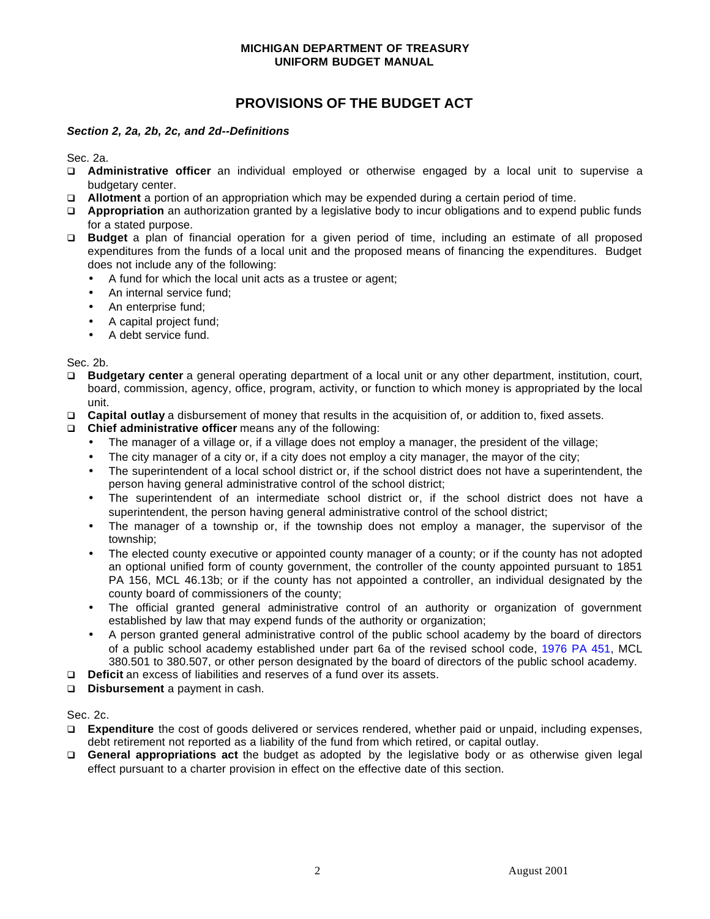**MICHIGAN DEPARTMENT OF TREASURY**
**UNIFORM BUDGET MANUAL**

# PROVISIONS OF THE BUDGET ACT

***Section 2, 2a, 2b, 2c, and 2d--Definitions***

Sec. 2a.

- **Administrative officer** an individual employed or otherwise engaged by a local unit to supervise a budgetary center.
- **Allotment** a portion of an appropriation which may be expended during a certain period of time.
- **Appropriation** an authorization granted by a legislative body to incur obligations and to expend public funds for a stated purpose.
- **Budget** a plan of financial operation for a given period of time, including an estimate of all proposed expenditures from the funds of a local unit and the proposed means of financing the expenditures. Budget does not include any of the following:
  - A fund for which the local unit acts as a trustee or agent;
  - An internal service fund;
  - An enterprise fund;
  - A capital project fund;
  - A debt service fund.

Sec. 2b.

- **Budgetary center** a general operating department of a local unit or any other department, institution, court, board, commission, agency, office, program, activity, or function to which money is appropriated by the local unit.
- **Capital outlay** a disbursement of money that results in the acquisition of, or addition to, fixed assets.
- **Chief administrative officer** means any of the following:
  - The manager of a village or, if a village does not employ a manager, the president of the village;
  - The city manager of a city or, if a city does not employ a city manager, the mayor of the city;
  - The superintendent of a local school district or, if the school district does not have a superintendent, the person having general administrative control of the school district;
  - The superintendent of an intermediate school district or, if the school district does not have a superintendent, the person having general administrative control of the school district;
  - The manager of a township or, if the township does not employ a manager, the supervisor of the township;
  - The elected county executive or appointed county manager of a county; or if the county has not adopted an optional unified form of county government, the controller of the county appointed pursuant to 1851 PA 156, MCL 46.13b; or if the county has not appointed a controller, an individual designated by the county board of commissioners of the county;
  - The official granted general administrative control of an authority or organization of government established by law that may expend funds of the authority or organization;
  - A person granted general administrative control of the public school academy by the board of directors of a public school academy established under part 6a of the revised school code, 1976 PA 451, MCL 380.501 to 380.507, or other person designated by the board of directors of the public school academy.
- **Deficit** an excess of liabilities and reserves of a fund over its assets.
- **Disbursement** a payment in cash.

Sec. 2c.

- **Expenditure** the cost of goods delivered or services rendered, whether paid or unpaid, including expenses, debt retirement not reported as a liability of the fund from which retired, or capital outlay.
- **General appropriations act** the budget as adopted by the legislative body or as otherwise given legal effect pursuant to a charter provision in effect on the effective date of this section.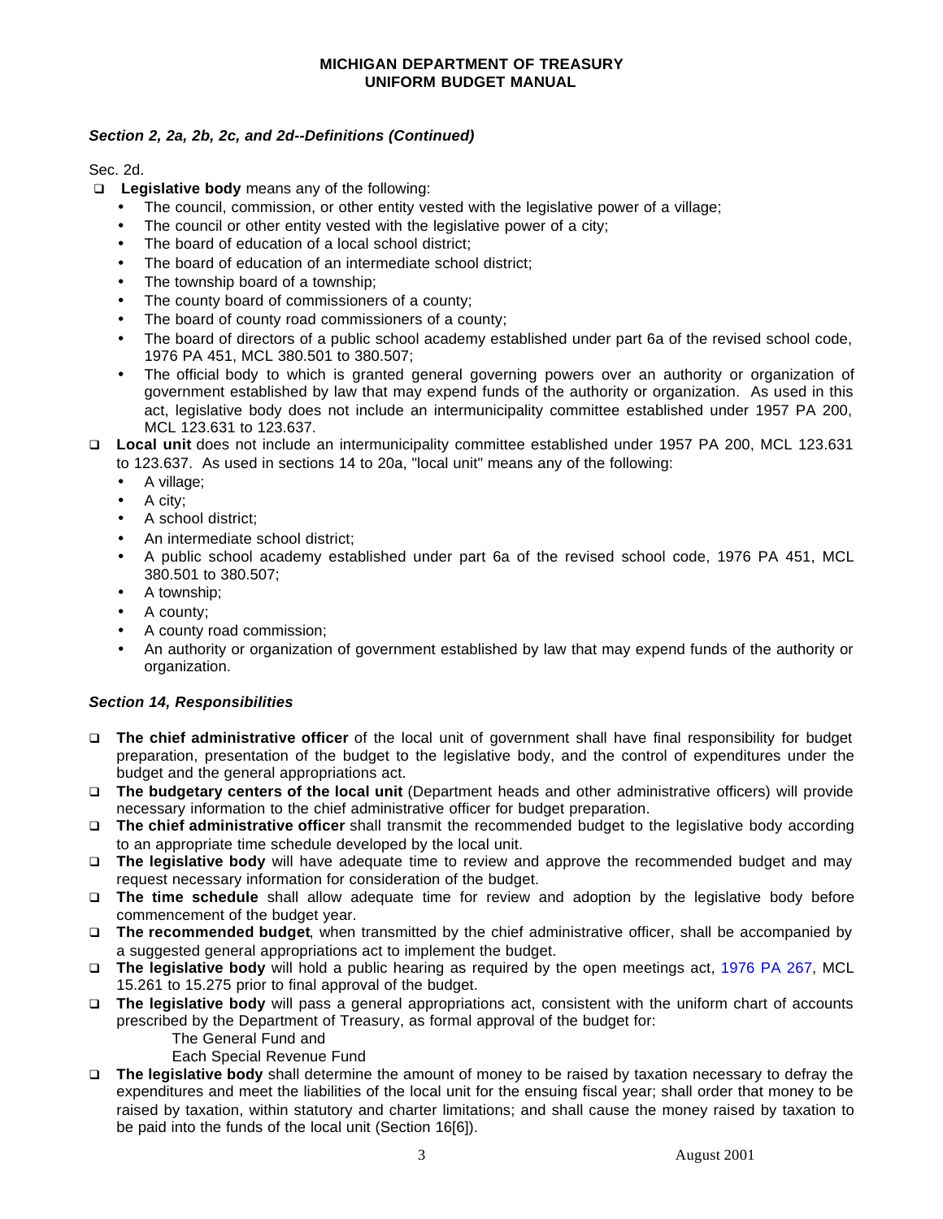### *Section 2, 2a, 2b, 2c, and 2d--Definitions (Continued)*

Sec. 2d.

- **Legislative body** means any of the following:
  - The council, commission, or other entity vested with the legislative power of a village;
  - The council or other entity vested with the legislative power of a city;
  - The board of education of a local school district;
  - The board of education of an intermediate school district;
  - The township board of a township;
  - The county board of commissioners of a county;
  - The board of county road commissioners of a county;
  - The board of directors of a public school academy established under part 6a of the revised school code, 1976 PA 451, MCL 380.501 to 380.507;
  - The official body to which is granted general governing powers over an authority or organization of government established by law that may expend funds of the authority or organization. As used in this act, legislative body does not include an intermunicipality committee established under 1957 PA 200, MCL 123.631 to 123.637.
- **Local unit** does not include an intermunicipality committee established under 1957 PA 200, MCL 123.631 to 123.637. As used in sections 14 to 20a, "local unit" means any of the following:
  - A village;
  - A city;
  - A school district;
  - An intermediate school district;
  - A public school academy established under part 6a of the revised school code, 1976 PA 451, MCL 380.501 to 380.507;
  - A township;
  - A county;
  - A county road commission;
  - An authority or organization of government established by law that may expend funds of the authority or organization.

### *Section 14, Responsibilities*

- **The chief administrative officer** of the local unit of government shall have final responsibility for budget preparation, presentation of the budget to the legislative body, and the control of expenditures under the budget and the general appropriations act.
- **The budgetary centers of the local unit** (Department heads and other administrative officers) will provide necessary information to the chief administrative officer for budget preparation.
- **The chief administrative officer** shall transmit the recommended budget to the legislative body according to an appropriate time schedule developed by the local unit.
- **The legislative body** will have adequate time to review and approve the recommended budget and may request necessary information for consideration of the budget.
- **The time schedule** shall allow adequate time for review and adoption by the legislative body before commencement of the budget year.
- **The recommended budget**, when transmitted by the chief administrative officer, shall be accompanied by a suggested general appropriations act to implement the budget.
- **The legislative body** will hold a public hearing as required by the open meetings act, 1976 PA 267, MCL 15.261 to 15.275 prior to final approval of the budget.
- **The legislative body** will pass a general appropriations act, consistent with the uniform chart of accounts prescribed by the Department of Treasury, as formal approval of the budget for:
  The General Fund and
  Each Special Revenue Fund
- **The legislative body** shall determine the amount of money to be raised by taxation necessary to defray the expenditures and meet the liabilities of the local unit for the ensuing fiscal year; shall order that money to be raised by taxation, within statutory and charter limitations; and shall cause the money raised by taxation to be paid into the funds of the local unit (Section 16[6]).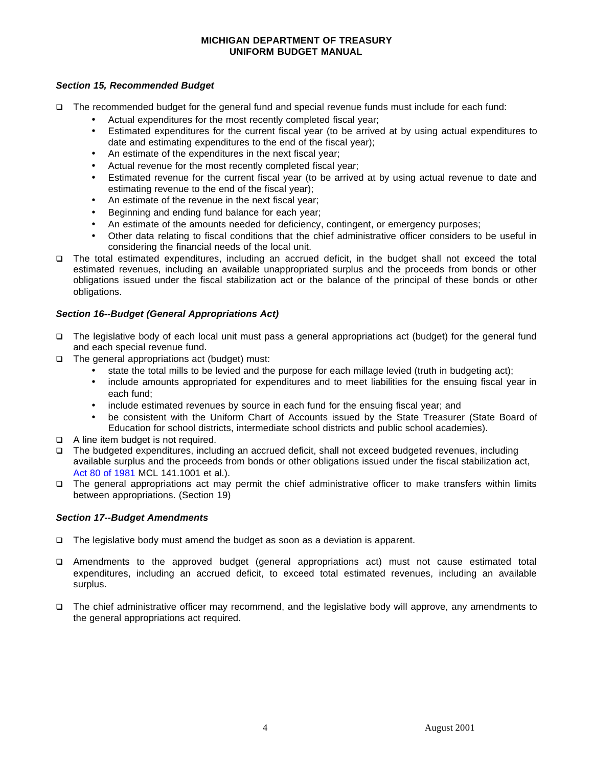### *Section 15, Recommended Budget*

- The recommended budget for the general fund and special revenue funds must include for each fund:
    - Actual expenditures for the most recently completed fiscal year;
    - Estimated expenditures for the current fiscal year (to be arrived at by using actual expenditures to date and estimating expenditures to the end of the fiscal year);
    - An estimate of the expenditures in the next fiscal year;
    - Actual revenue for the most recently completed fiscal year;
    - Estimated revenue for the current fiscal year (to be arrived at by using actual revenue to date and estimating revenue to the end of the fiscal year);
    - An estimate of the revenue in the next fiscal year;
    - Beginning and ending fund balance for each year;
    - An estimate of the amounts needed for deficiency, contingent, or emergency purposes;
    - Other data relating to fiscal conditions that the chief administrative officer considers to be useful in considering the financial needs of the local unit.
- The total estimated expenditures, including an accrued deficit, in the budget shall not exceed the total estimated revenues, including an available unappropriated surplus and the proceeds from bonds or other obligations issued under the fiscal stabilization act or the balance of the principal of these bonds or other obligations.

### *Section 16--Budget (General Appropriations Act)*

- The legislative body of each local unit must pass a general appropriations act (budget) for the general fund and each special revenue fund.
- The general appropriations act (budget) must:
    - state the total mills to be levied and the purpose for each millage levied (truth in budgeting act);
    - include amounts appropriated for expenditures and to meet liabilities for the ensuing fiscal year in each fund;
    - include estimated revenues by source in each fund for the ensuing fiscal year; and
    - be consistent with the Uniform Chart of Accounts issued by the State Treasurer (State Board of Education for school districts, intermediate school districts and public school academies).
- A line item budget is not required.
- The budgeted expenditures, including an accrued deficit, shall not exceed budgeted revenues, including available surplus and the proceeds from bonds or other obligations issued under the fiscal stabilization act, Act 80 of 1981 MCL 141.1001 et al.).
- The general appropriations act may permit the chief administrative officer to make transfers within limits between appropriations. (Section 19)

### *Section 17--Budget Amendments*

- The legislative body must amend the budget as soon as a deviation is apparent.

- Amendments to the approved budget (general appropriations act) must not cause estimated total expenditures, including an accrued deficit, to exceed total estimated revenues, including an available surplus.

- The chief administrative officer may recommend, and the legislative body will approve, any amendments to the general appropriations act required.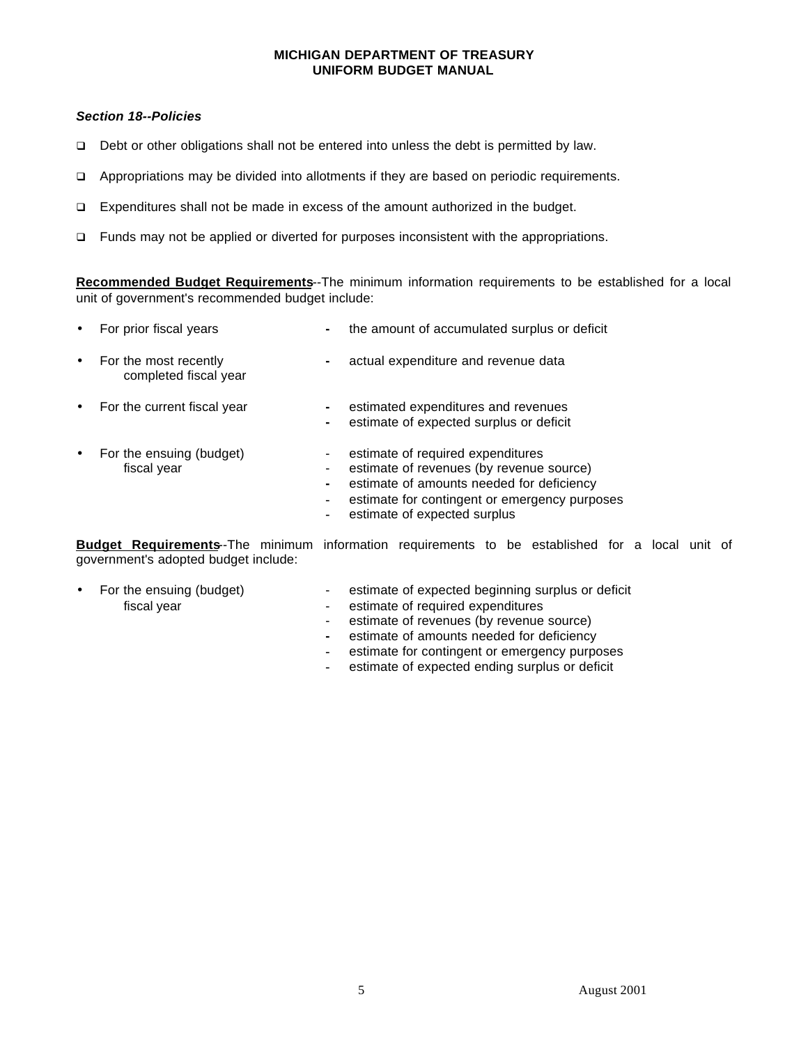### *Section 18--Policies*

- Debt or other obligations shall not be entered into unless the debt is permitted by law.
- Appropriations may be divided into allotments if they are based on periodic requirements.
- Expenditures shall not be made in excess of the amount authorized in the budget.
- Funds may not be applied or diverted for purposes inconsistent with the appropriations.

**Recommended Budget Requirements**--The minimum information requirements to be established for a local unit of government's recommended budget include:

- For prior fiscal years
  - the amount of accumulated surplus or deficit
- For the most recently completed fiscal year
  - actual expenditure and revenue data
- For the current fiscal year
  - estimated expenditures and revenues
  - estimate of expected surplus or deficit
- For the ensuing (budget) fiscal year
  - estimate of required expenditures
  - estimate of revenues (by revenue source)
  - estimate of amounts needed for deficiency
  - estimate for contingent or emergency purposes
  - estimate of expected surplus

**Budget Requirements**--The minimum information requirements to be established for a local unit of government's adopted budget include:

- For the ensuing (budget) fiscal year
  - estimate of expected beginning surplus or deficit
  - estimate of required expenditures
  - estimate of revenues (by revenue source)
  - estimate of amounts needed for deficiency
  - estimate for contingent or emergency purposes
  - estimate of expected ending surplus or deficit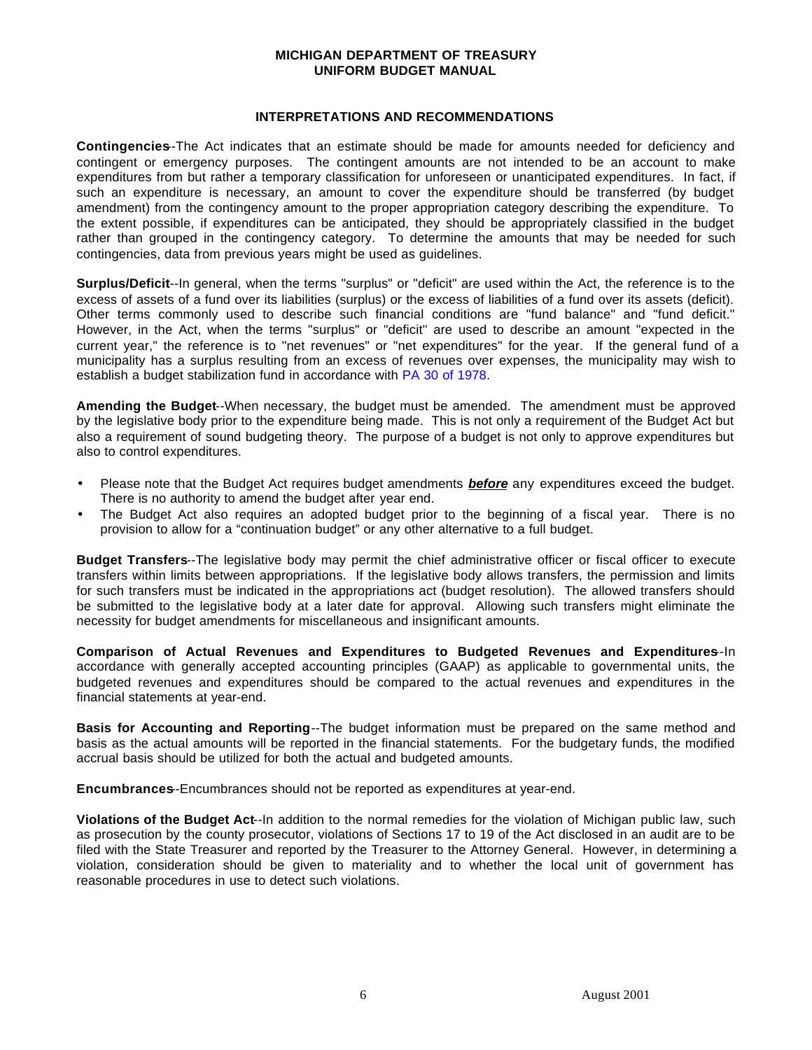**MICHIGAN DEPARTMENT OF TREASURY**
**UNIFORM BUDGET MANUAL**

## INTERPRETATIONS AND RECOMMENDATIONS

**Contingencies**--The Act indicates that an estimate should be made for amounts needed for deficiency and contingent or emergency purposes. The contingent amounts are not intended to be an account to make expenditures from but rather a temporary classification for unforeseen or unanticipated expenditures. In fact, if such an expenditure is necessary, an amount to cover the expenditure should be transferred (by budget amendment) from the contingency amount to the proper appropriation category describing the expenditure. To the extent possible, if expenditures can be anticipated, they should be appropriately classified in the budget rather than grouped in the contingency category. To determine the amounts that may be needed for such contingencies, data from previous years might be used as guidelines.

**Surplus/Deficit**--In general, when the terms "surplus" or "deficit" are used within the Act, the reference is to the excess of assets of a fund over its liabilities (surplus) or the excess of liabilities of a fund over its assets (deficit). Other terms commonly used to describe such financial conditions are "fund balance" and "fund deficit." However, in the Act, when the terms "surplus" or "deficit" are used to describe an amount "expected in the current year," the reference is to "net revenues" or "net expenditures" for the year. If the general fund of a municipality has a surplus resulting from an excess of revenues over expenses, the municipality may wish to establish a budget stabilization fund in accordance with PA 30 of 1978.

**Amending the Budget**--When necessary, the budget must be amended. The amendment must be approved by the legislative body prior to the expenditure being made. This is not only a requirement of the Budget Act but also a requirement of sound budgeting theory. The purpose of a budget is not only to approve expenditures but also to control expenditures.

- Please note that the Budget Act requires budget amendments ***before*** any expenditures exceed the budget. There is no authority to amend the budget after year end.
- The Budget Act also requires an adopted budget prior to the beginning of a fiscal year. There is no provision to allow for a "continuation budget" or any other alternative to a full budget.

**Budget Transfers**--The legislative body may permit the chief administrative officer or fiscal officer to execute transfers within limits between appropriations. If the legislative body allows transfers, the permission and limits for such transfers must be indicated in the appropriations act (budget resolution). The allowed transfers should be submitted to the legislative body at a later date for approval. Allowing such transfers might eliminate the necessity for budget amendments for miscellaneous and insignificant amounts.

**Comparison of Actual Revenues and Expenditures to Budgeted Revenues and Expenditures**--In accordance with generally accepted accounting principles (GAAP) as applicable to governmental units, the budgeted revenues and expenditures should be compared to the actual revenues and expenditures in the financial statements at year-end.

**Basis for Accounting and Reporting**--The budget information must be prepared on the same method and basis as the actual amounts will be reported in the financial statements. For the budgetary funds, the modified accrual basis should be utilized for both the actual and budgeted amounts.

**Encumbrances**--Encumbrances should not be reported as expenditures at year-end.

**Violations of the Budget Act**--In addition to the normal remedies for the violation of Michigan public law, such as prosecution by the county prosecutor, violations of Sections 17 to 19 of the Act disclosed in an audit are to be filed with the State Treasurer and reported by the Treasurer to the Attorney General. However, in determining a violation, consideration should be given to materiality and to whether the local unit of government has reasonable procedures in use to detect such violations.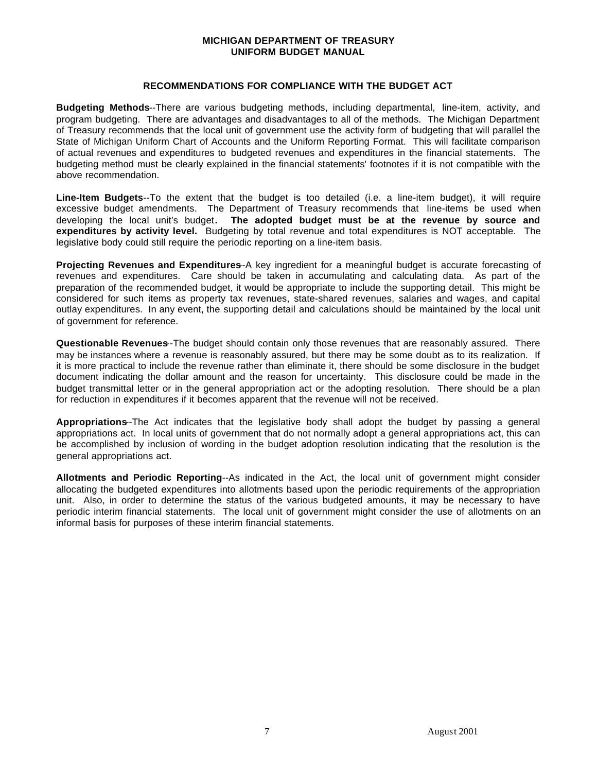## RECOMMENDATIONS FOR COMPLIANCE WITH THE BUDGET ACT

**Budgeting Methods**--There are various budgeting methods, including departmental, line-item, activity, and program budgeting. There are advantages and disadvantages to all of the methods. The Michigan Department of Treasury recommends that the local unit of government use the activity form of budgeting that will parallel the State of Michigan Uniform Chart of Accounts and the Uniform Reporting Format. This will facilitate comparison of actual revenues and expenditures to budgeted revenues and expenditures in the financial statements. The budgeting method must be clearly explained in the financial statements' footnotes if it is not compatible with the above recommendation.

**Line-Item Budgets**--To the extent that the budget is too detailed (i.e. a line-item budget), it will require excessive budget amendments. The Department of Treasury recommends that line-items be used when developing the local unit's budget**. The adopted budget must be at the revenue by source and expenditures by activity level.** Budgeting by total revenue and total expenditures is NOT acceptable. The legislative body could still require the periodic reporting on a line-item basis.

**Projecting Revenues and Expenditures**--A key ingredient for a meaningful budget is accurate forecasting of revenues and expenditures. Care should be taken in accumulating and calculating data. As part of the preparation of the recommended budget, it would be appropriate to include the supporting detail. This might be considered for such items as property tax revenues, state-shared revenues, salaries and wages, and capital outlay expenditures. In any event, the supporting detail and calculations should be maintained by the local unit of government for reference.

**Questionable Revenues**--The budget should contain only those revenues that are reasonably assured. There may be instances where a revenue is reasonably assured, but there may be some doubt as to its realization. If it is more practical to include the revenue rather than eliminate it, there should be some disclosure in the budget document indicating the dollar amount and the reason for uncertainty. This disclosure could be made in the budget transmittal letter or in the general appropriation act or the adopting resolution. There should be a plan for reduction in expenditures if it becomes apparent that the revenue will not be received.

**Appropriations**--The Act indicates that the legislative body shall adopt the budget by passing a general appropriations act. In local units of government that do not normally adopt a general appropriations act, this can be accomplished by inclusion of wording in the budget adoption resolution indicating that the resolution is the general appropriations act.

**Allotments and Periodic Reporting**--As indicated in the Act, the local unit of government might consider allocating the budgeted expenditures into allotments based upon the periodic requirements of the appropriation unit. Also, in order to determine the status of the various budgeted amounts, it may be necessary to have periodic interim financial statements. The local unit of government might consider the use of allotments on an informal basis for purposes of these interim financial statements.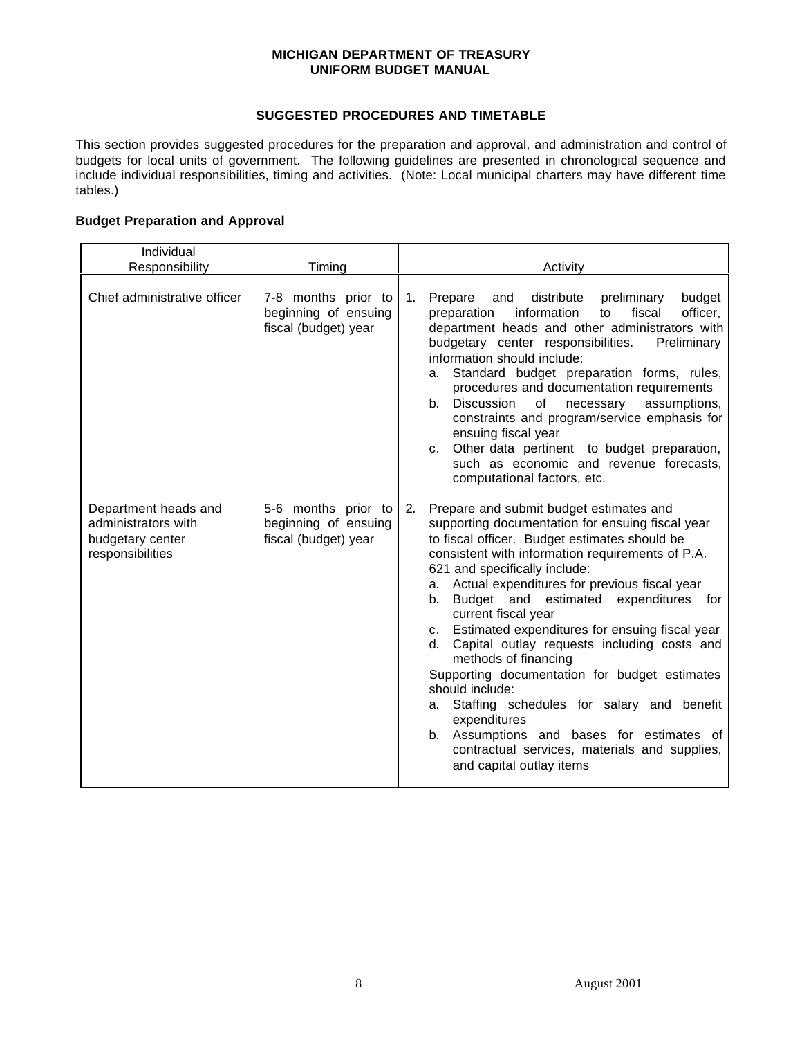**MICHIGAN DEPARTMENT OF TREASURY**
**UNIFORM BUDGET MANUAL**

## SUGGESTED PROCEDURES AND TIMETABLE

This section provides suggested procedures for the preparation and approval, and administration and control of budgets for local units of government. The following guidelines are presented in chronological sequence and include individual responsibilities, timing and activities. (Note: Local municipal charters may have different time tables.)

### Budget Preparation and Approval

| Individual Responsibility | Timing | Activity |
|---|---|---|
| Chief administrative officer | 7-8 months prior to beginning of ensuing fiscal (budget) year | 1. Prepare and distribute preliminary budget preparation information to fiscal officer, department heads and other administrators with budgetary center responsibilities. Preliminary information should include: <br> a. Standard budget preparation forms, rules, procedures and documentation requirements <br> b. Discussion of necessary assumptions, constraints and program/service emphasis for ensuing fiscal year <br> c. Other data pertinent to budget preparation, such as economic and revenue forecasts, computational factors, etc. |
| Department heads and administrators with budgetary center responsibilities | 5-6 months prior to beginning of ensuing fiscal (budget) year | 2. Prepare and submit budget estimates and supporting documentation for ensuing fiscal year to fiscal officer. Budget estimates should be consistent with information requirements of P.A. 621 and specifically include: <br> a. Actual expenditures for previous fiscal year <br> b. Budget and estimated expenditures for current fiscal year <br> c. Estimated expenditures for ensuing fiscal year <br> d. Capital outlay requests including costs and methods of financing <br> Supporting documentation for budget estimates should include: <br> a. Staffing schedules for salary and benefit expenditures <br> b. Assumptions and bases for estimates of contractual services, materials and supplies, and capital outlay items |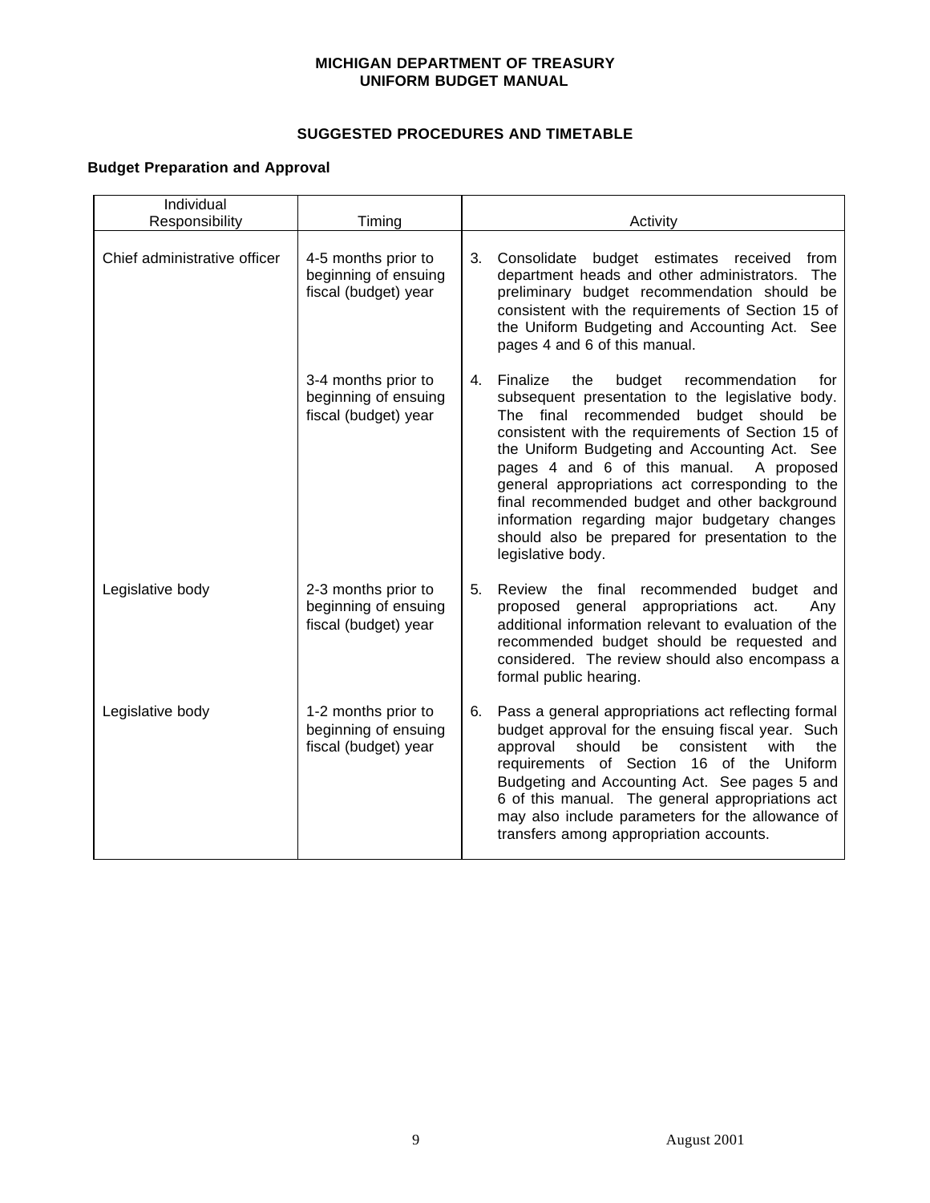**MICHIGAN DEPARTMENT OF TREASURY**
**UNIFORM BUDGET MANUAL**

### SUGGESTED PROCEDURES AND TIMETABLE

**Budget Preparation and Approval**

| Individual Responsibility | Timing | Activity |
|---|---|---|
| Chief administrative officer | 4-5 months prior to beginning of ensuing fiscal (budget) year | 3. Consolidate budget estimates received from department heads and other administrators. The preliminary budget recommendation should be consistent with the requirements of Section 15 of the Uniform Budgeting and Accounting Act. See pages 4 and 6 of this manual. |
| | 3-4 months prior to beginning of ensuing fiscal (budget) year | 4. Finalize the budget recommendation for subsequent presentation to the legislative body. The final recommended budget should be consistent with the requirements of Section 15 of the Uniform Budgeting and Accounting Act. See pages 4 and 6 of this manual. A proposed general appropriations act corresponding to the final recommended budget and other background information regarding major budgetary changes should also be prepared for presentation to the legislative body. |
| Legislative body | 2-3 months prior to beginning of ensuing fiscal (budget) year | 5. Review the final recommended budget and proposed general appropriations act. Any additional information relevant to evaluation of the recommended budget should be requested and considered. The review should also encompass a formal public hearing. |
| Legislative body | 1-2 months prior to beginning of ensuing fiscal (budget) year | 6. Pass a general appropriations act reflecting formal budget approval for the ensuing fiscal year. Such approval should be consistent with the requirements of Section 16 of the Uniform Budgeting and Accounting Act. See pages 5 and 6 of this manual. The general appropriations act may also include parameters for the allowance of transfers among appropriation accounts. |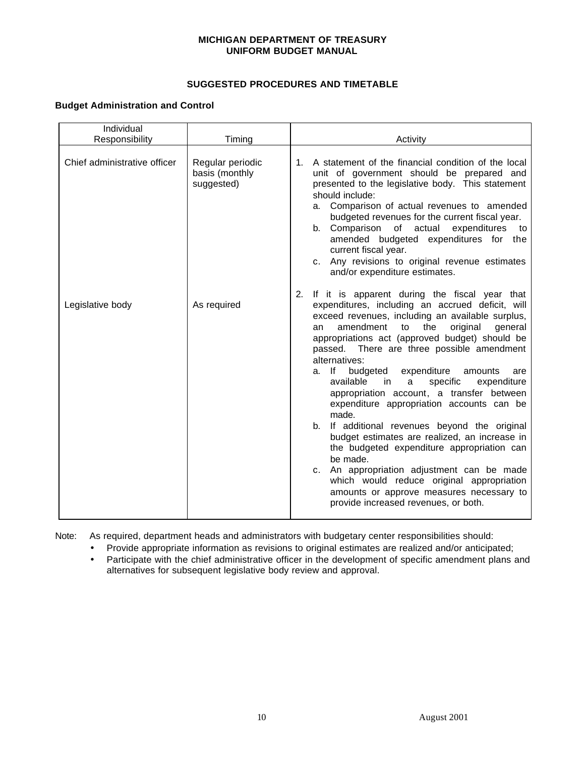**MICHIGAN DEPARTMENT OF TREASURY**
**UNIFORM BUDGET MANUAL**

### SUGGESTED PROCEDURES AND TIMETABLE

**Budget Administration and Control**

| Individual Responsibility | Timing | Activity |
|---|---|---|
| Chief administrative officer | Regular periodic basis (monthly suggested) | 1. A statement of the financial condition of the local unit of government should be prepared and presented to the legislative body. This statement should include:<br>a. Comparison of actual revenues to amended budgeted revenues for the current fiscal year.<br>b. Comparison of actual expenditures to amended budgeted expenditures for the current fiscal year.<br>c. Any revisions to original revenue estimates and/or expenditure estimates. |
| Legislative body | As required | 2. If it is apparent during the fiscal year that expenditures, including an accrued deficit, will exceed revenues, including an available surplus, an amendment to the original general appropriations act (approved budget) should be passed. There are three possible amendment alternatives:<br>a. If budgeted expenditure amounts are available in a specific expenditure appropriation account, a transfer between expenditure appropriation accounts can be made.<br>b. If additional revenues beyond the original budget estimates are realized, an increase in the budgeted expenditure appropriation can be made.<br>c. An appropriation adjustment can be made which would reduce original appropriation amounts or approve measures necessary to provide increased revenues, or both. |

Note: As required, department heads and administrators with budgetary center responsibilities should:

- Provide appropriate information as revisions to original estimates are realized and/or anticipated;
- Participate with the chief administrative officer in the development of specific amendment plans and alternatives for subsequent legislative body review and approval.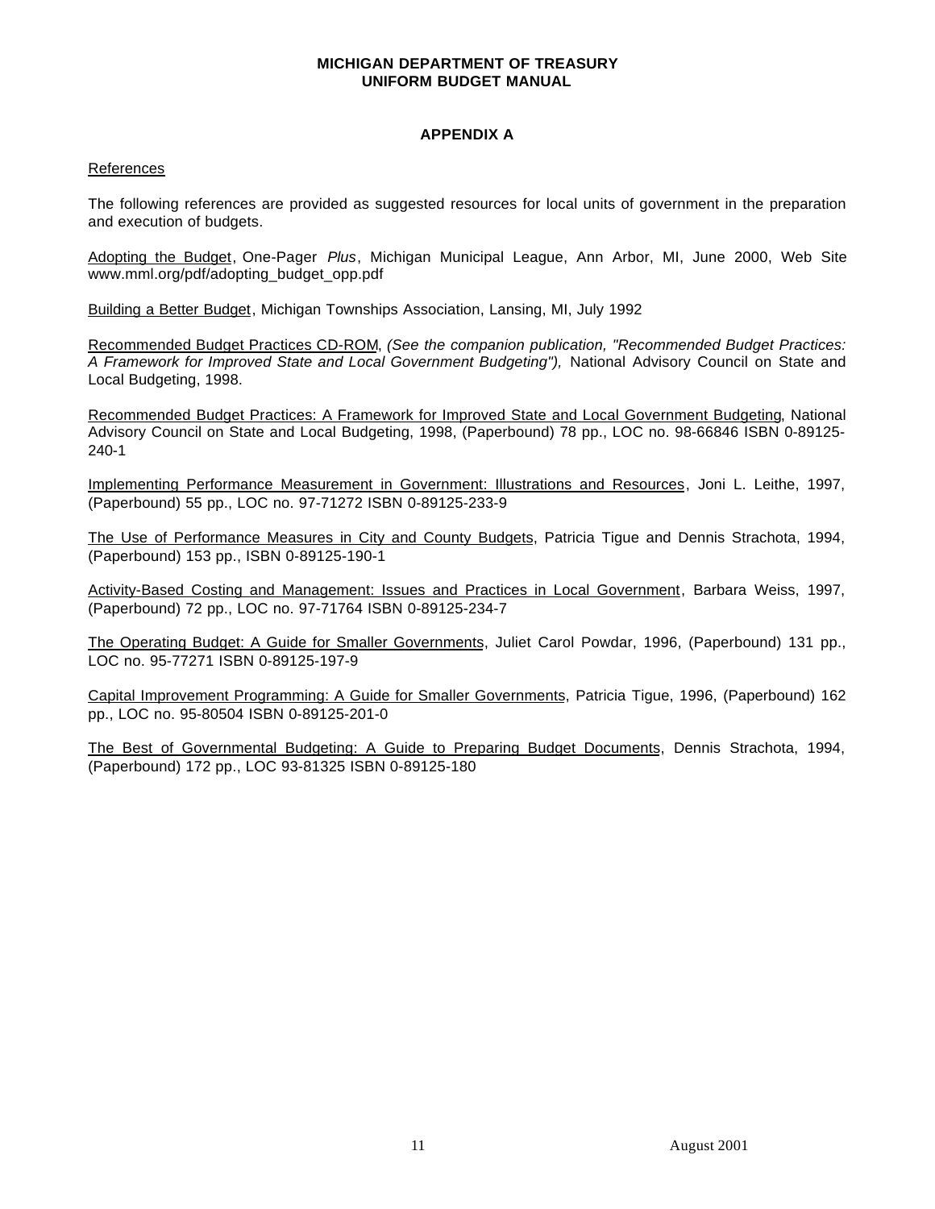**MICHIGAN DEPARTMENT OF TREASURY**
**UNIFORM BUDGET MANUAL**

## APPENDIX A

References

The following references are provided as suggested resources for local units of government in the preparation and execution of budgets.

Adopting the Budget, One-Pager *Plus*, Michigan Municipal League, Ann Arbor, MI, June 2000, Web Site www.mml.org/pdf/adopting_budget_opp.pdf

Building a Better Budget, Michigan Townships Association, Lansing, MI, July 1992

Recommended Budget Practices CD-ROM, *(See the companion publication, "Recommended Budget Practices: A Framework for Improved State and Local Government Budgeting"),* National Advisory Council on State and Local Budgeting, 1998.

Recommended Budget Practices: A Framework for Improved State and Local Government Budgeting, National Advisory Council on State and Local Budgeting, 1998, (Paperbound) 78 pp., LOC no. 98-66846 ISBN 0-89125-240-1

Implementing Performance Measurement in Government: Illustrations and Resources, Joni L. Leithe, 1997, (Paperbound) 55 pp., LOC no. 97-71272 ISBN 0-89125-233-9

The Use of Performance Measures in City and County Budgets, Patricia Tigue and Dennis Strachota, 1994, (Paperbound) 153 pp., ISBN 0-89125-190-1

Activity-Based Costing and Management: Issues and Practices in Local Government, Barbara Weiss, 1997, (Paperbound) 72 pp., LOC no. 97-71764 ISBN 0-89125-234-7

The Operating Budget: A Guide for Smaller Governments, Juliet Carol Powdar, 1996, (Paperbound) 131 pp., LOC no. 95-77271 ISBN 0-89125-197-9

Capital Improvement Programming: A Guide for Smaller Governments, Patricia Tigue, 1996, (Paperbound) 162 pp., LOC no. 95-80504 ISBN 0-89125-201-0

The Best of Governmental Budgeting: A Guide to Preparing Budget Documents, Dennis Strachota, 1994, (Paperbound) 172 pp., LOC 93-81325 ISBN 0-89125-180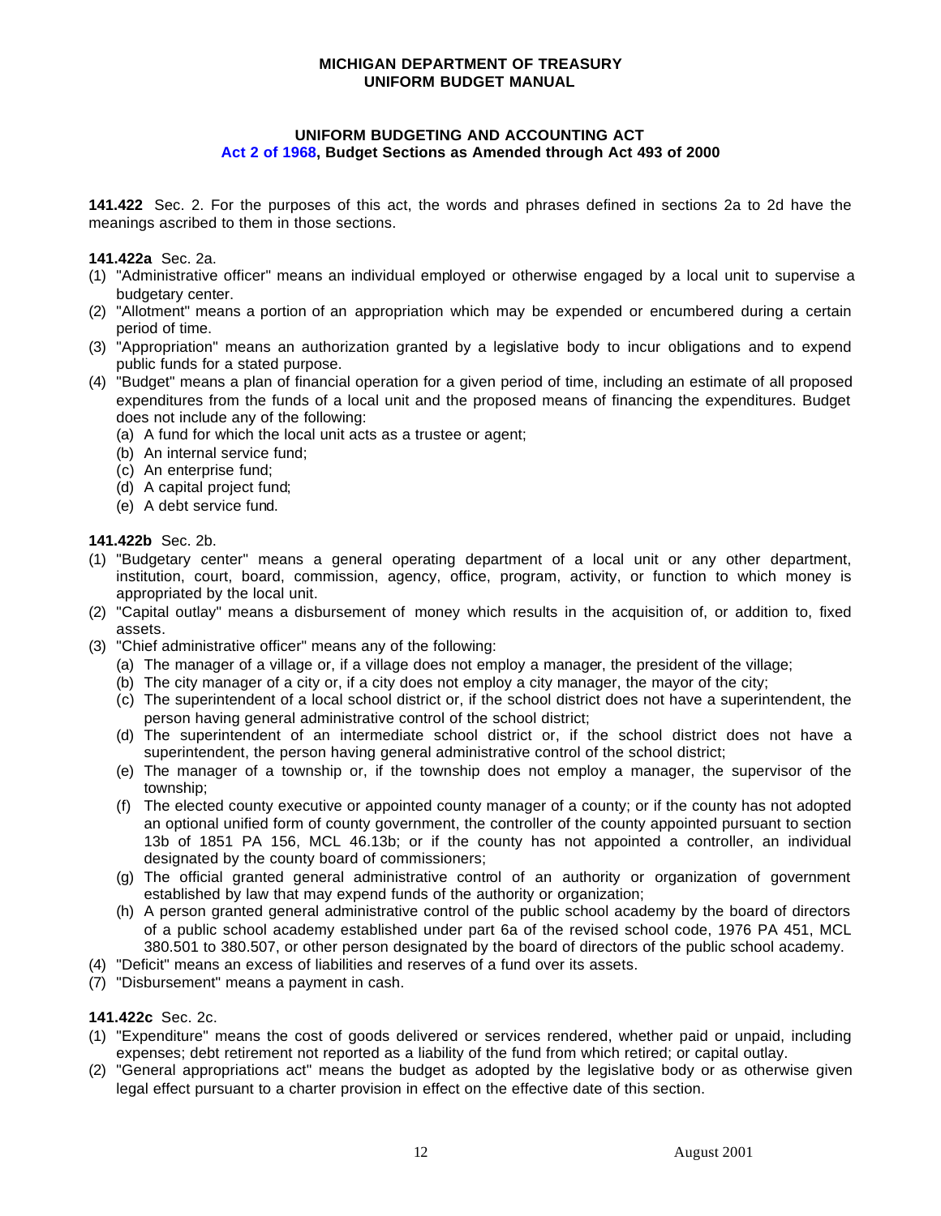**MICHIGAN DEPARTMENT OF TREASURY**
**UNIFORM BUDGET MANUAL**

## UNIFORM BUDGETING AND ACCOUNTING ACT
### Act 2 of 1968, Budget Sections as Amended through Act 493 of 2000

**141.422** Sec. 2. For the purposes of this act, the words and phrases defined in sections 2a to 2d have the meanings ascribed to them in those sections.

**141.422a** Sec. 2a.

(1) "Administrative officer" means an individual employed or otherwise engaged by a local unit to supervise a budgetary center.
(2) "Allotment" means a portion of an appropriation which may be expended or encumbered during a certain period of time.
(3) "Appropriation" means an authorization granted by a legislative body to incur obligations and to expend public funds for a stated purpose.
(4) "Budget" means a plan of financial operation for a given period of time, including an estimate of all proposed expenditures from the funds of a local unit and the proposed means of financing the expenditures. Budget does not include any of the following:
   (a) A fund for which the local unit acts as a trustee or agent;
   (b) An internal service fund;
   (c) An enterprise fund;
   (d) A capital project fund;
   (e) A debt service fund.

**141.422b** Sec. 2b.

(1) "Budgetary center" means a general operating department of a local unit or any other department, institution, court, board, commission, agency, office, program, activity, or function to which money is appropriated by the local unit.
(2) "Capital outlay" means a disbursement of money which results in the acquisition of, or addition to, fixed assets.
(3) "Chief administrative officer" means any of the following:
   (a) The manager of a village or, if a village does not employ a manager, the president of the village;
   (b) The city manager of a city or, if a city does not employ a city manager, the mayor of the city;
   (c) The superintendent of a local school district or, if the school district does not have a superintendent, the person having general administrative control of the school district;
   (d) The superintendent of an intermediate school district or, if the school district does not have a superintendent, the person having general administrative control of the school district;
   (e) The manager of a township or, if the township does not employ a manager, the supervisor of the township;
   (f) The elected county executive or appointed county manager of a county; or if the county has not adopted an optional unified form of county government, the controller of the county appointed pursuant to section 13b of 1851 PA 156, MCL 46.13b; or if the county has not appointed a controller, an individual designated by the county board of commissioners;
   (g) The official granted general administrative control of an authority or organization of government established by law that may expend funds of the authority or organization;
   (h) A person granted general administrative control of the public school academy by the board of directors of a public school academy established under part 6a of the revised school code, 1976 PA 451, MCL 380.501 to 380.507, or other person designated by the board of directors of the public school academy.
(4) "Deficit" means an excess of liabilities and reserves of a fund over its assets.
(7) "Disbursement" means a payment in cash.

**141.422c** Sec. 2c.

(1) "Expenditure" means the cost of goods delivered or services rendered, whether paid or unpaid, including expenses; debt retirement not reported as a liability of the fund from which retired; or capital outlay.
(2) "General appropriations act" means the budget as adopted by the legislative body or as otherwise given legal effect pursuant to a charter provision in effect on the effective date of this section.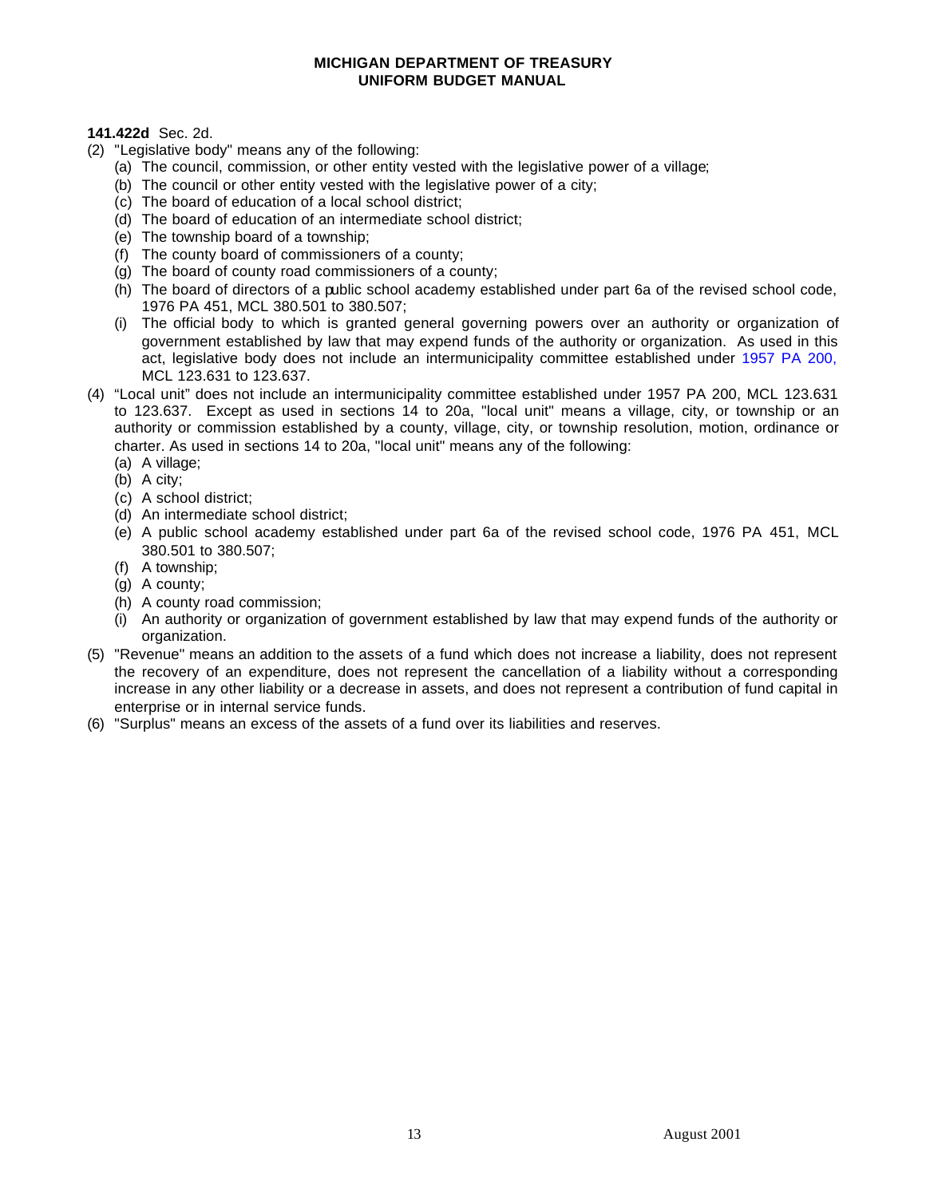**141.422d** Sec. 2d.

(2) "Legislative body" means any of the following:
   (a) The council, commission, or other entity vested with the legislative power of a village;
   (b) The council or other entity vested with the legislative power of a city;
   (c) The board of education of a local school district;
   (d) The board of education of an intermediate school district;
   (e) The township board of a township;
   (f) The county board of commissioners of a county;
   (g) The board of county road commissioners of a county;
   (h) The board of directors of a public school academy established under part 6a of the revised school code, 1976 PA 451, MCL 380.501 to 380.507;
   (i) The official body to which is granted general governing powers over an authority or organization of government established by law that may expend funds of the authority or organization. As used in this act, legislative body does not include an intermunicipality committee established under 1957 PA 200, MCL 123.631 to 123.637.

(4) "Local unit" does not include an intermunicipality committee established under 1957 PA 200, MCL 123.631 to 123.637. Except as used in sections 14 to 20a, "local unit" means a village, city, or township or an authority or commission established by a county, village, city, or township resolution, motion, ordinance or charter. As used in sections 14 to 20a, "local unit" means any of the following:
   (a) A village;
   (b) A city;
   (c) A school district;
   (d) An intermediate school district;
   (e) A public school academy established under part 6a of the revised school code, 1976 PA 451, MCL 380.501 to 380.507;
   (f) A township;
   (g) A county;
   (h) A county road commission;
   (i) An authority or organization of government established by law that may expend funds of the authority or organization.

(5) "Revenue" means an addition to the assets of a fund which does not increase a liability, does not represent the recovery of an expenditure, does not represent the cancellation of a liability without a corresponding increase in any other liability or a decrease in assets, and does not represent a contribution of fund capital in enterprise or in internal service funds.

(6) "Surplus" means an excess of the assets of a fund over its liabilities and reserves.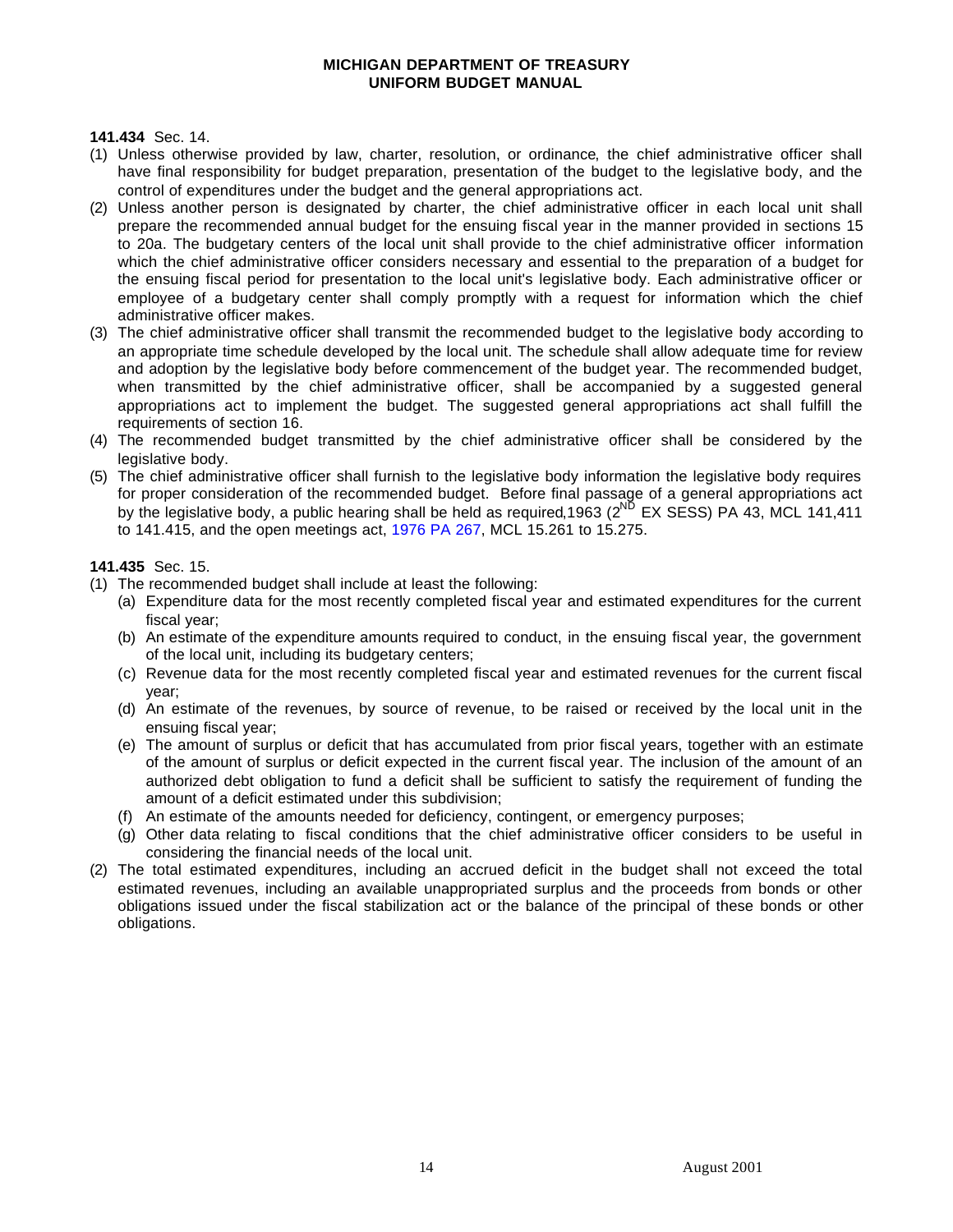**141.434** Sec. 14.

(1) Unless otherwise provided by law, charter, resolution, or ordinance, the chief administrative officer shall have final responsibility for budget preparation, presentation of the budget to the legislative body, and the control of expenditures under the budget and the general appropriations act.

(2) Unless another person is designated by charter, the chief administrative officer in each local unit shall prepare the recommended annual budget for the ensuing fiscal year in the manner provided in sections 15 to 20a. The budgetary centers of the local unit shall provide to the chief administrative officer information which the chief administrative officer considers necessary and essential to the preparation of a budget for the ensuing fiscal period for presentation to the local unit's legislative body. Each administrative officer or employee of a budgetary center shall comply promptly with a request for information which the chief administrative officer makes.

(3) The chief administrative officer shall transmit the recommended budget to the legislative body according to an appropriate time schedule developed by the local unit. The schedule shall allow adequate time for review and adoption by the legislative body before commencement of the budget year. The recommended budget, when transmitted by the chief administrative officer, shall be accompanied by a suggested general appropriations act to implement the budget. The suggested general appropriations act shall fulfill the requirements of section 16.

(4) The recommended budget transmitted by the chief administrative officer shall be considered by the legislative body.

(5) The chief administrative officer shall furnish to the legislative body information the legislative body requires for proper consideration of the recommended budget. Before final passage of a general appropriations act by the legislative body, a public hearing shall be held as required,1963 (2ND EX SESS) PA 43, MCL 141,411 to 141.415, and the open meetings act, 1976 PA 267, MCL 15.261 to 15.275.

**141.435** Sec. 15.

(1) The recommended budget shall include at least the following:
  - (a) Expenditure data for the most recently completed fiscal year and estimated expenditures for the current fiscal year;
  - (b) An estimate of the expenditure amounts required to conduct, in the ensuing fiscal year, the government of the local unit, including its budgetary centers;
  - (c) Revenue data for the most recently completed fiscal year and estimated revenues for the current fiscal year;
  - (d) An estimate of the revenues, by source of revenue, to be raised or received by the local unit in the ensuing fiscal year;
  - (e) The amount of surplus or deficit that has accumulated from prior fiscal years, together with an estimate of the amount of surplus or deficit expected in the current fiscal year. The inclusion of the amount of an authorized debt obligation to fund a deficit shall be sufficient to satisfy the requirement of funding the amount of a deficit estimated under this subdivision;
  - (f) An estimate of the amounts needed for deficiency, contingent, or emergency purposes;
  - (g) Other data relating to fiscal conditions that the chief administrative officer considers to be useful in considering the financial needs of the local unit.

(2) The total estimated expenditures, including an accrued deficit in the budget shall not exceed the total estimated revenues, including an available unappropriated surplus and the proceeds from bonds or other obligations issued under the fiscal stabilization act or the balance of the principal of these bonds or other obligations.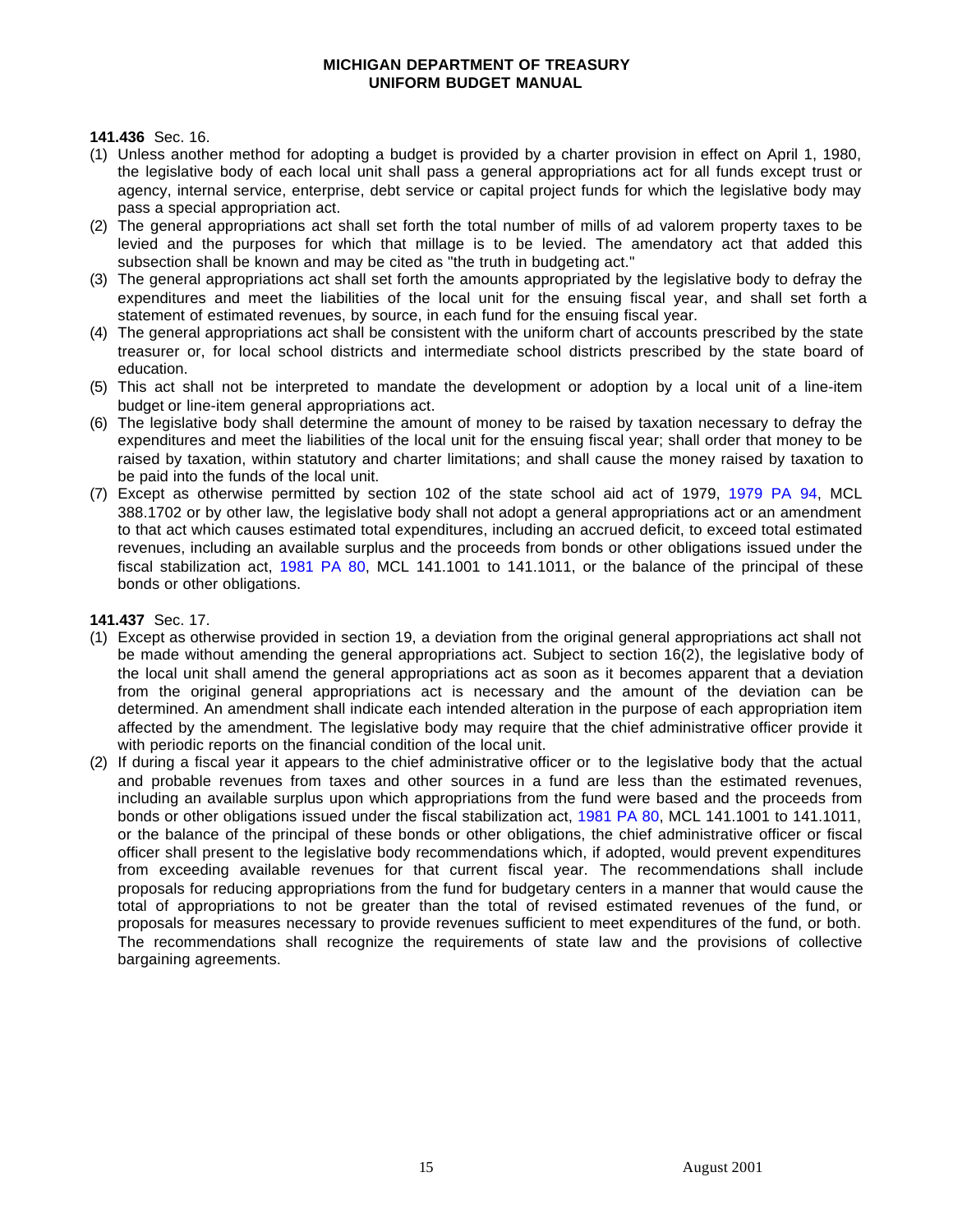**141.436** Sec. 16.

(1) Unless another method for adopting a budget is provided by a charter provision in effect on April 1, 1980, the legislative body of each local unit shall pass a general appropriations act for all funds except trust or agency, internal service, enterprise, debt service or capital project funds for which the legislative body may pass a special appropriation act.

(2) The general appropriations act shall set forth the total number of mills of ad valorem property taxes to be levied and the purposes for which that millage is to be levied. The amendatory act that added this subsection shall be known and may be cited as "the truth in budgeting act."

(3) The general appropriations act shall set forth the amounts appropriated by the legislative body to defray the expenditures and meet the liabilities of the local unit for the ensuing fiscal year, and shall set forth a statement of estimated revenues, by source, in each fund for the ensuing fiscal year.

(4) The general appropriations act shall be consistent with the uniform chart of accounts prescribed by the state treasurer or, for local school districts and intermediate school districts prescribed by the state board of education.

(5) This act shall not be interpreted to mandate the development or adoption by a local unit of a line-item budget or line-item general appropriations act.

(6) The legislative body shall determine the amount of money to be raised by taxation necessary to defray the expenditures and meet the liabilities of the local unit for the ensuing fiscal year; shall order that money to be raised by taxation, within statutory and charter limitations; and shall cause the money raised by taxation to be paid into the funds of the local unit.

(7) Except as otherwise permitted by section 102 of the state school aid act of 1979, 1979 PA 94, MCL 388.1702 or by other law, the legislative body shall not adopt a general appropriations act or an amendment to that act which causes estimated total expenditures, including an accrued deficit, to exceed total estimated revenues, including an available surplus and the proceeds from bonds or other obligations issued under the fiscal stabilization act, 1981 PA 80, MCL 141.1001 to 141.1011, or the balance of the principal of these bonds or other obligations.

**141.437** Sec. 17.

(1) Except as otherwise provided in section 19, a deviation from the original general appropriations act shall not be made without amending the general appropriations act. Subject to section 16(2), the legislative body of the local unit shall amend the general appropriations act as soon as it becomes apparent that a deviation from the original general appropriations act is necessary and the amount of the deviation can be determined. An amendment shall indicate each intended alteration in the purpose of each appropriation item affected by the amendment. The legislative body may require that the chief administrative officer provide it with periodic reports on the financial condition of the local unit.

(2) If during a fiscal year it appears to the chief administrative officer or to the legislative body that the actual and probable revenues from taxes and other sources in a fund are less than the estimated revenues, including an available surplus upon which appropriations from the fund were based and the proceeds from bonds or other obligations issued under the fiscal stabilization act, 1981 PA 80, MCL 141.1001 to 141.1011, or the balance of the principal of these bonds or other obligations, the chief administrative officer or fiscal officer shall present to the legislative body recommendations which, if adopted, would prevent expenditures from exceeding available revenues for that current fiscal year. The recommendations shall include proposals for reducing appropriations from the fund for budgetary centers in a manner that would cause the total of appropriations to not be greater than the total of revised estimated revenues of the fund, or proposals for measures necessary to provide revenues sufficient to meet expenditures of the fund, or both. The recommendations shall recognize the requirements of state law and the provisions of collective bargaining agreements.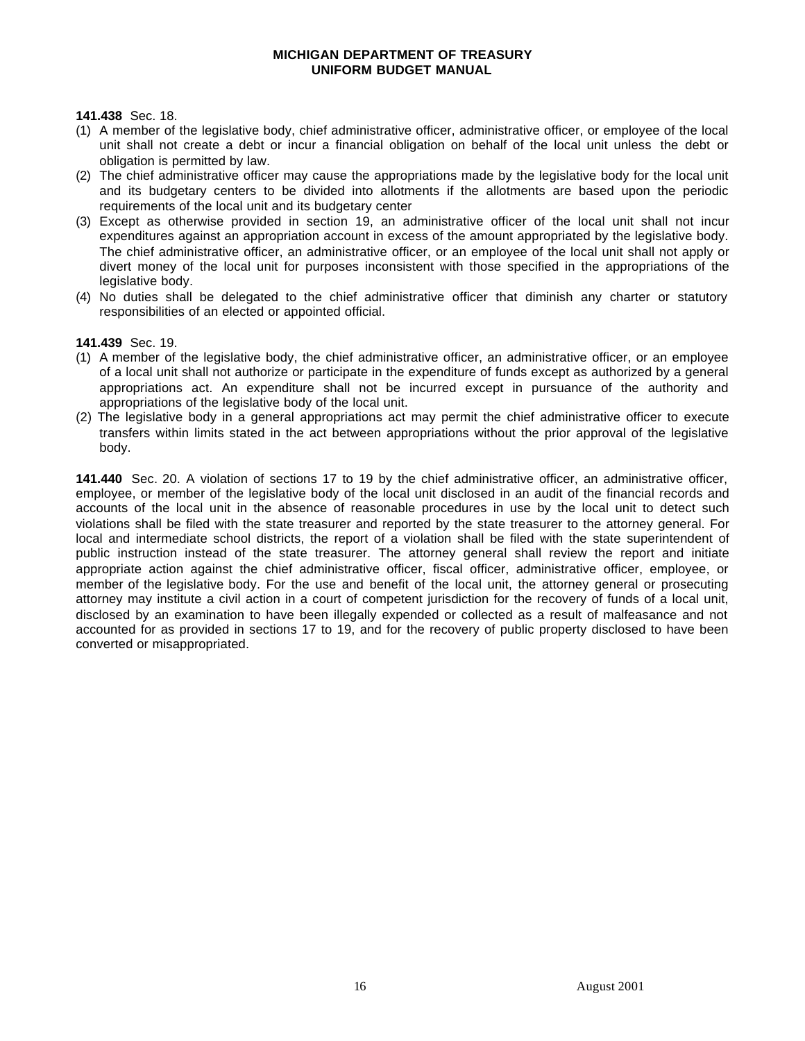**141.438** Sec. 18.

(1) A member of the legislative body, chief administrative officer, administrative officer, or employee of the local unit shall not create a debt or incur a financial obligation on behalf of the local unit unless the debt or obligation is permitted by law.

(2) The chief administrative officer may cause the appropriations made by the legislative body for the local unit and its budgetary centers to be divided into allotments if the allotments are based upon the periodic requirements of the local unit and its budgetary center

(3) Except as otherwise provided in section 19, an administrative officer of the local unit shall not incur expenditures against an appropriation account in excess of the amount appropriated by the legislative body. The chief administrative officer, an administrative officer, or an employee of the local unit shall not apply or divert money of the local unit for purposes inconsistent with those specified in the appropriations of the legislative body.

(4) No duties shall be delegated to the chief administrative officer that diminish any charter or statutory responsibilities of an elected or appointed official.

**141.439** Sec. 19.

(1) A member of the legislative body, the chief administrative officer, an administrative officer, or an employee of a local unit shall not authorize or participate in the expenditure of funds except as authorized by a general appropriations act. An expenditure shall not be incurred except in pursuance of the authority and appropriations of the legislative body of the local unit.

(2) The legislative body in a general appropriations act may permit the chief administrative officer to execute transfers within limits stated in the act between appropriations without the prior approval of the legislative body.

**141.440** Sec. 20. A violation of sections 17 to 19 by the chief administrative officer, an administrative officer, employee, or member of the legislative body of the local unit disclosed in an audit of the financial records and accounts of the local unit in the absence of reasonable procedures in use by the local unit to detect such violations shall be filed with the state treasurer and reported by the state treasurer to the attorney general. For local and intermediate school districts, the report of a violation shall be filed with the state superintendent of public instruction instead of the state treasurer. The attorney general shall review the report and initiate appropriate action against the chief administrative officer, fiscal officer, administrative officer, employee, or member of the legislative body. For the use and benefit of the local unit, the attorney general or prosecuting attorney may institute a civil action in a court of competent jurisdiction for the recovery of funds of a local unit, disclosed by an examination to have been illegally expended or collected as a result of malfeasance and not accounted for as provided in sections 17 to 19, and for the recovery of public property disclosed to have been converted or misappropriated.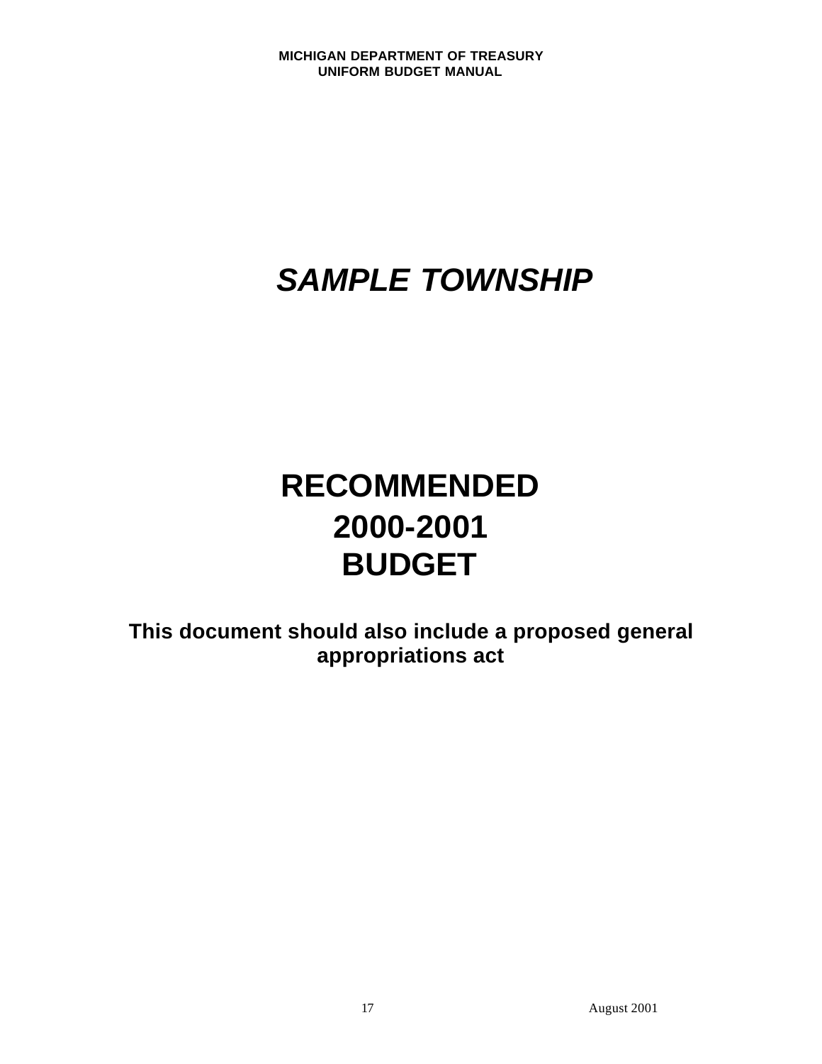# *SAMPLE TOWNSHIP*

# RECOMMENDED
# 2000-2001
# BUDGET

**This document should also include a proposed general appropriations act**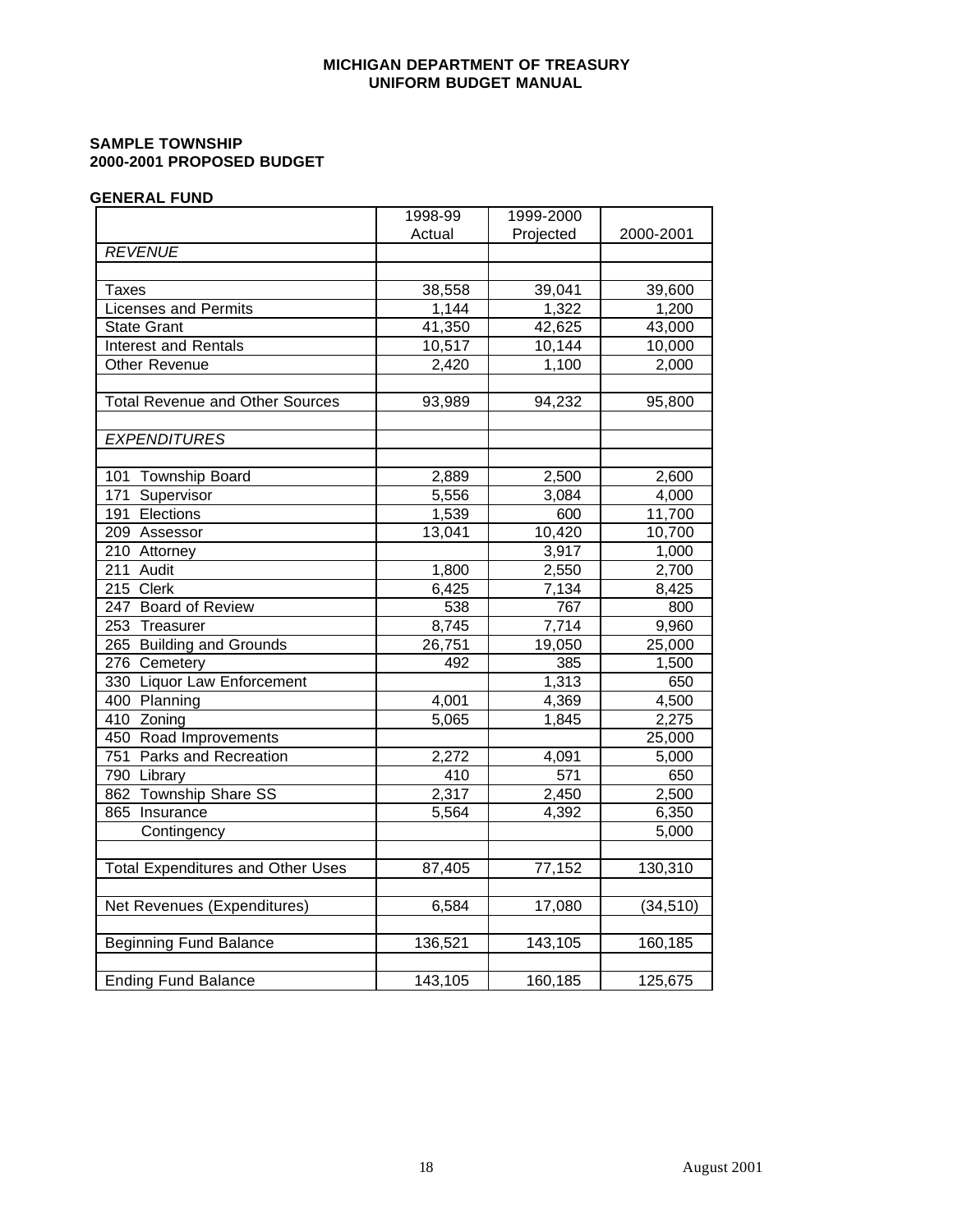**SAMPLE TOWNSHIP**
**2000-2001 PROPOSED BUDGET**

**GENERAL FUND**

| | 1998-99 Actual | 1999-2000 Projected | 2000-2001 |
|---|---|---|---|
| *REVENUE* | | | |
| | | | |
| Taxes | 38,558 | 39,041 | 39,600 |
| Licenses and Permits | 1,144 | 1,322 | 1,200 |
| State Grant | 41,350 | 42,625 | 43,000 |
| Interest and Rentals | 10,517 | 10,144 | 10,000 |
| Other Revenue | 2,420 | 1,100 | 2,000 |
| | | | |
| Total Revenue and Other Sources | 93,989 | 94,232 | 95,800 |
| | | | |
| *EXPENDITURES* | | | |
| | | | |
| 101 Township Board | 2,889 | 2,500 | 2,600 |
| 171 Supervisor | 5,556 | 3,084 | 4,000 |
| 191 Elections | 1,539 | 600 | 11,700 |
| 209 Assessor | 13,041 | 10,420 | 10,700 |
| 210 Attorney | | 3,917 | 1,000 |
| 211 Audit | 1,800 | 2,550 | 2,700 |
| 215 Clerk | 6,425 | 7,134 | 8,425 |
| 247 Board of Review | 538 | 767 | 800 |
| 253 Treasurer | 8,745 | 7,714 | 9,960 |
| 265 Building and Grounds | 26,751 | 19,050 | 25,000 |
| 276 Cemetery | 492 | 385 | 1,500 |
| 330 Liquor Law Enforcement | | 1,313 | 650 |
| 400 Planning | 4,001 | 4,369 | 4,500 |
| 410 Zoning | 5,065 | 1,845 | 2,275 |
| 450 Road Improvements | | | 25,000 |
| 751 Parks and Recreation | 2,272 | 4,091 | 5,000 |
| 790 Library | 410 | 571 | 650 |
| 862 Township Share SS | 2,317 | 2,450 | 2,500 |
| 865 Insurance | 5,564 | 4,392 | 6,350 |
| Contingency | | | 5,000 |
| | | | |
| Total Expenditures and Other Uses | 87,405 | 77,152 | 130,310 |
| | | | |
| Net Revenues (Expenditures) | 6,584 | 17,080 | (34,510) |
| | | | |
| Beginning Fund Balance | 136,521 | 143,105 | 160,185 |
| | | | |
| Ending Fund Balance | 143,105 | 160,185 | 125,675 |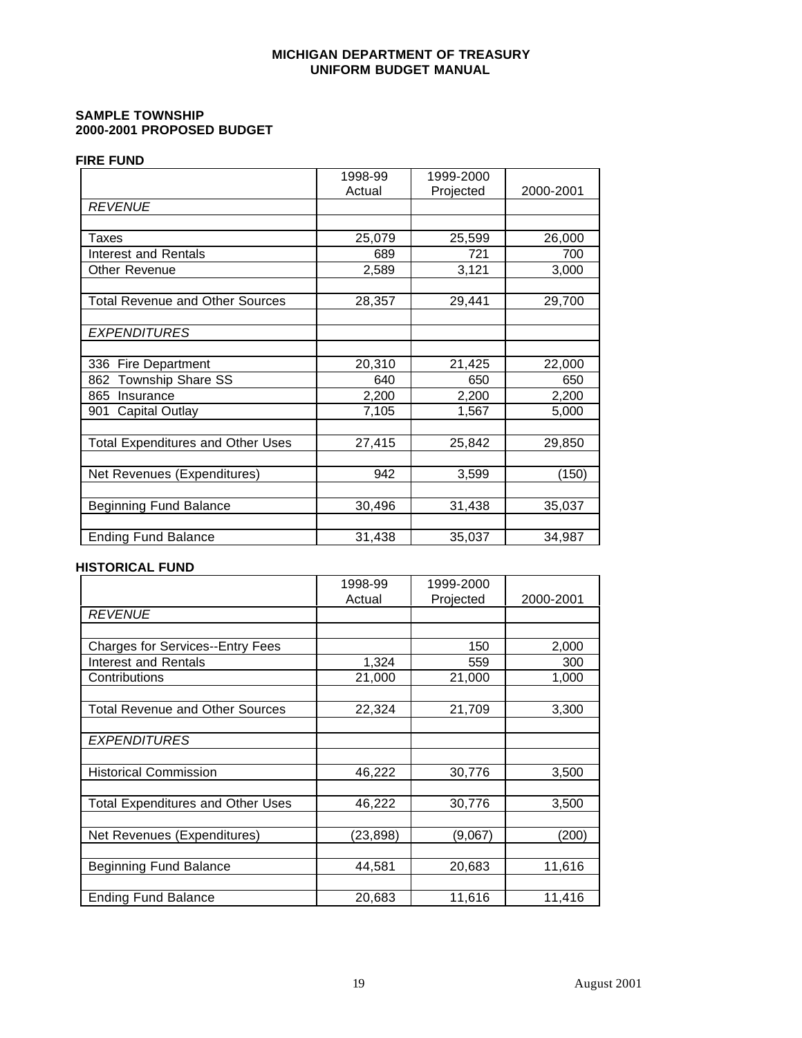**MICHIGAN DEPARTMENT OF TREASURY**
**UNIFORM BUDGET MANUAL**

**SAMPLE TOWNSHIP**
**2000-2001 PROPOSED BUDGET**

**FIRE FUND**

| | 1998-99 Actual | 1999-2000 Projected | 2000-2001 |
|---|---|---|---|
| *REVENUE* | | | |
| | | | |
| Taxes | 25,079 | 25,599 | 26,000 |
| Interest and Rentals | 689 | 721 | 700 |
| Other Revenue | 2,589 | 3,121 | 3,000 |
| | | | |
| Total Revenue and Other Sources | 28,357 | 29,441 | 29,700 |
| | | | |
| *EXPENDITURES* | | | |
| | | | |
| 336 Fire Department | 20,310 | 21,425 | 22,000 |
| 862 Township Share SS | 640 | 650 | 650 |
| 865 Insurance | 2,200 | 2,200 | 2,200 |
| 901 Capital Outlay | 7,105 | 1,567 | 5,000 |
| | | | |
| Total Expenditures and Other Uses | 27,415 | 25,842 | 29,850 |
| | | | |
| Net Revenues (Expenditures) | 942 | 3,599 | (150) |
| | | | |
| Beginning Fund Balance | 30,496 | 31,438 | 35,037 |
| | | | |
| Ending Fund Balance | 31,438 | 35,037 | 34,987 |

**HISTORICAL FUND**

| | 1998-99 Actual | 1999-2000 Projected | 2000-2001 |
|---|---|---|---|
| *REVENUE* | | | |
| | | | |
| Charges for Services--Entry Fees | | 150 | 2,000 |
| Interest and Rentals | 1,324 | 559 | 300 |
| Contributions | 21,000 | 21,000 | 1,000 |
| | | | |
| Total Revenue and Other Sources | 22,324 | 21,709 | 3,300 |
| | | | |
| *EXPENDITURES* | | | |
| | | | |
| Historical Commission | 46,222 | 30,776 | 3,500 |
| | | | |
| Total Expenditures and Other Uses | 46,222 | 30,776 | 3,500 |
| | | | |
| Net Revenues (Expenditures) | (23,898) | (9,067) | (200) |
| | | | |
| Beginning Fund Balance | 44,581 | 20,683 | 11,616 |
| | | | |
| Ending Fund Balance | 20,683 | 11,616 | 11,416 |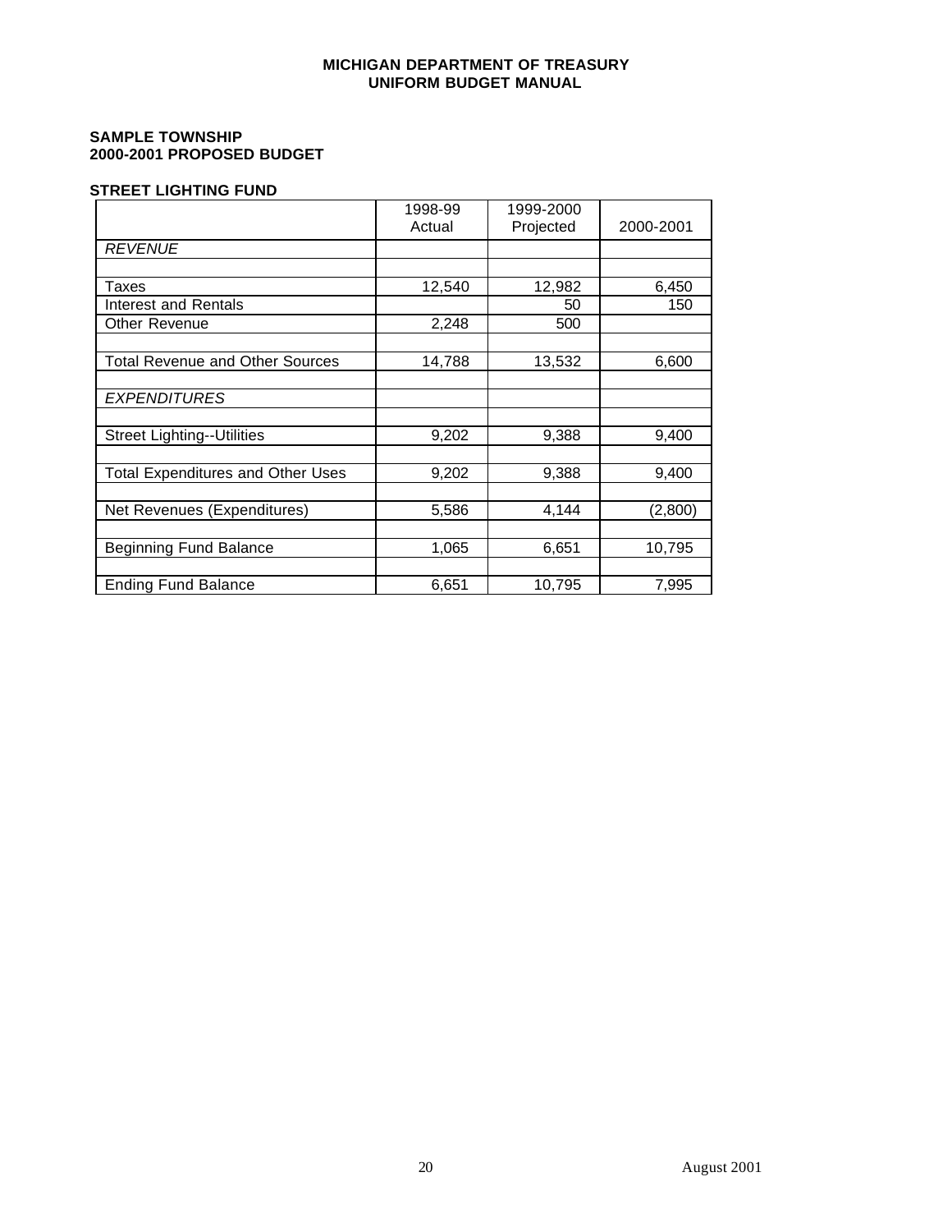**SAMPLE TOWNSHIP**
**2000-2001 PROPOSED BUDGET**

**STREET LIGHTING FUND**

| | 1998-99 Actual | 1999-2000 Projected | 2000-2001 |
|---|---|---|---|
| *REVENUE* | | | |
| | | | |
| Taxes | 12,540 | 12,982 | 6,450 |
| Interest and Rentals | | 50 | 150 |
| Other Revenue | 2,248 | 500 | |
| | | | |
| Total Revenue and Other Sources | 14,788 | 13,532 | 6,600 |
| | | | |
| *EXPENDITURES* | | | |
| | | | |
| Street Lighting--Utilities | 9,202 | 9,388 | 9,400 |
| | | | |
| Total Expenditures and Other Uses | 9,202 | 9,388 | 9,400 |
| | | | |
| Net Revenues (Expenditures) | 5,586 | 4,144 | (2,800) |
| | | | |
| Beginning Fund Balance | 1,065 | 6,651 | 10,795 |
| | | | |
| Ending Fund Balance | 6,651 | 10,795 | 7,995 |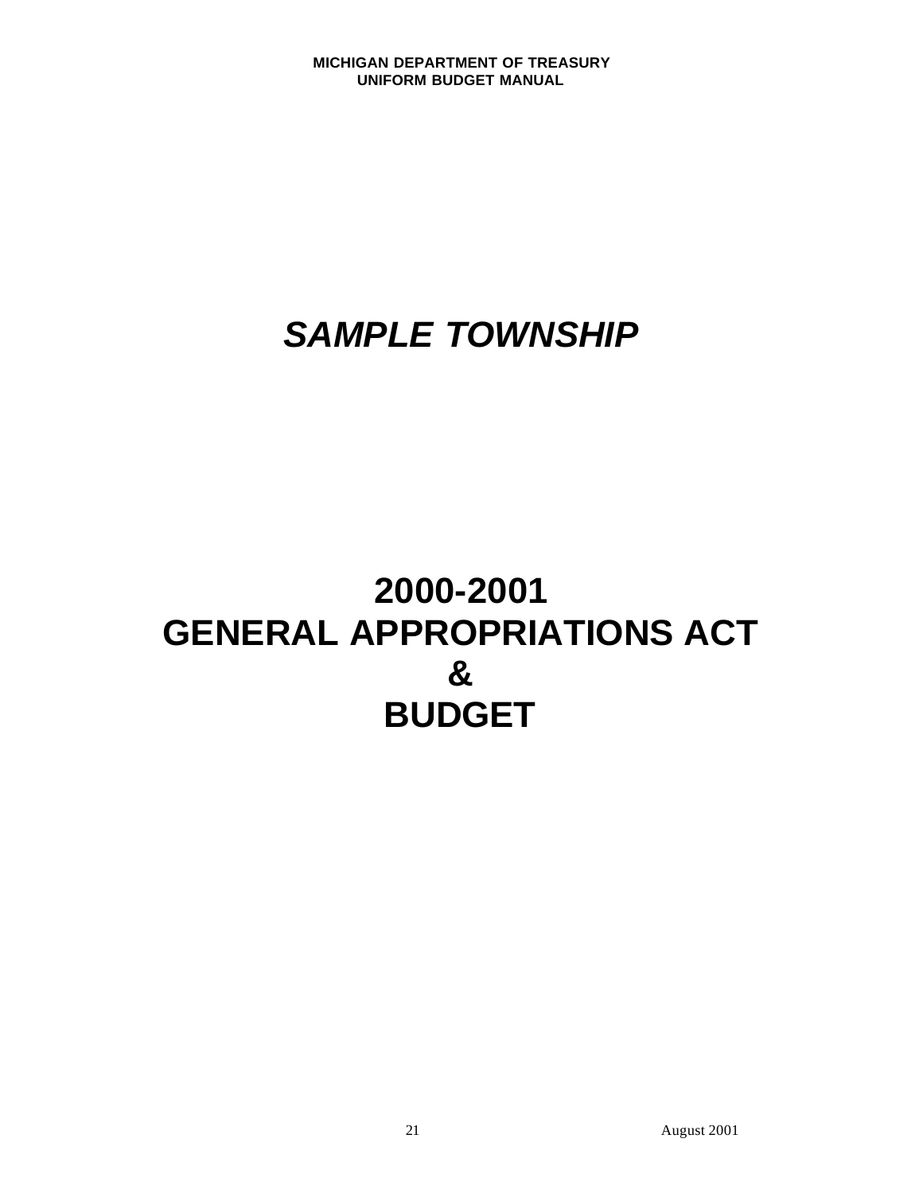# *SAMPLE TOWNSHIP*

# 2000-2001
# GENERAL APPROPRIATIONS ACT
# &
# BUDGET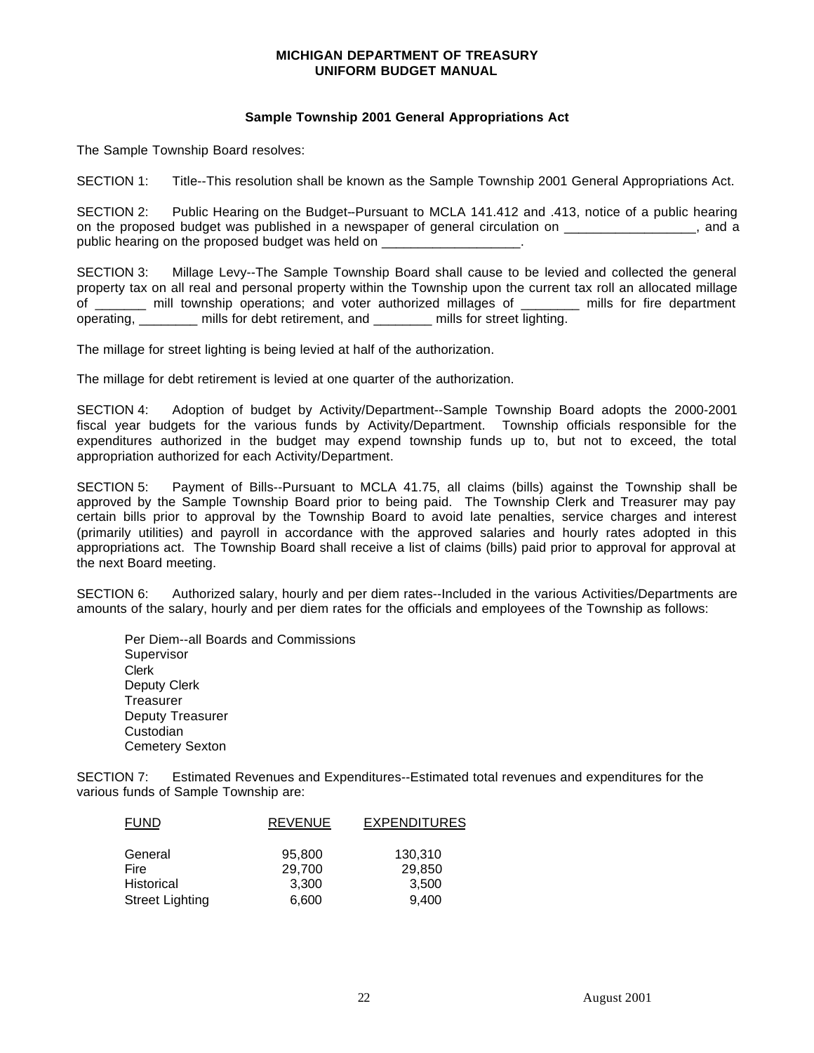**MICHIGAN DEPARTMENT OF TREASURY**
**UNIFORM BUDGET MANUAL**

### Sample Township 2001 General Appropriations Act

The Sample Township Board resolves:

SECTION 1: Title--This resolution shall be known as the Sample Township 2001 General Appropriations Act.

SECTION 2: Public Hearing on the Budget--Pursuant to MCLA 141.412 and .413, notice of a public hearing on the proposed budget was published in a newspaper of general circulation on __________________, and a public hearing on the proposed budget was held on ___________________.

SECTION 3: Millage Levy--The Sample Township Board shall cause to be levied and collected the general property tax on all real and personal property within the Township upon the current tax roll an allocated millage of _______ mill township operations; and voter authorized millages of ________ mills for fire department operating, ________ mills for debt retirement, and ________ mills for street lighting.

The millage for street lighting is being levied at half of the authorization.

The millage for debt retirement is levied at one quarter of the authorization.

SECTION 4: Adoption of budget by Activity/Department--Sample Township Board adopts the 2000-2001 fiscal year budgets for the various funds by Activity/Department. Township officials responsible for the expenditures authorized in the budget may expend township funds up to, but not to exceed, the total appropriation authorized for each Activity/Department.

SECTION 5: Payment of Bills--Pursuant to MCLA 41.75, all claims (bills) against the Township shall be approved by the Sample Township Board prior to being paid. The Township Clerk and Treasurer may pay certain bills prior to approval by the Township Board to avoid late penalties, service charges and interest (primarily utilities) and payroll in accordance with the approved salaries and hourly rates adopted in this appropriations act. The Township Board shall receive a list of claims (bills) paid prior to approval for approval at the next Board meeting.

SECTION 6: Authorized salary, hourly and per diem rates--Included in the various Activities/Departments are amounts of the salary, hourly and per diem rates for the officials and employees of the Township as follows:

Per Diem--all Boards and Commissions
Supervisor
Clerk
Deputy Clerk
Treasurer
Deputy Treasurer
Custodian
Cemetery Sexton

SECTION 7: Estimated Revenues and Expenditures--Estimated total revenues and expenditures for the various funds of Sample Township are:

| FUND | REVENUE | EXPENDITURES |
|---|---|---|
| General | 95,800 | 130,310 |
| Fire | 29,700 | 29,850 |
| Historical | 3,300 | 3,500 |
| Street Lighting | 6,600 | 9,400 |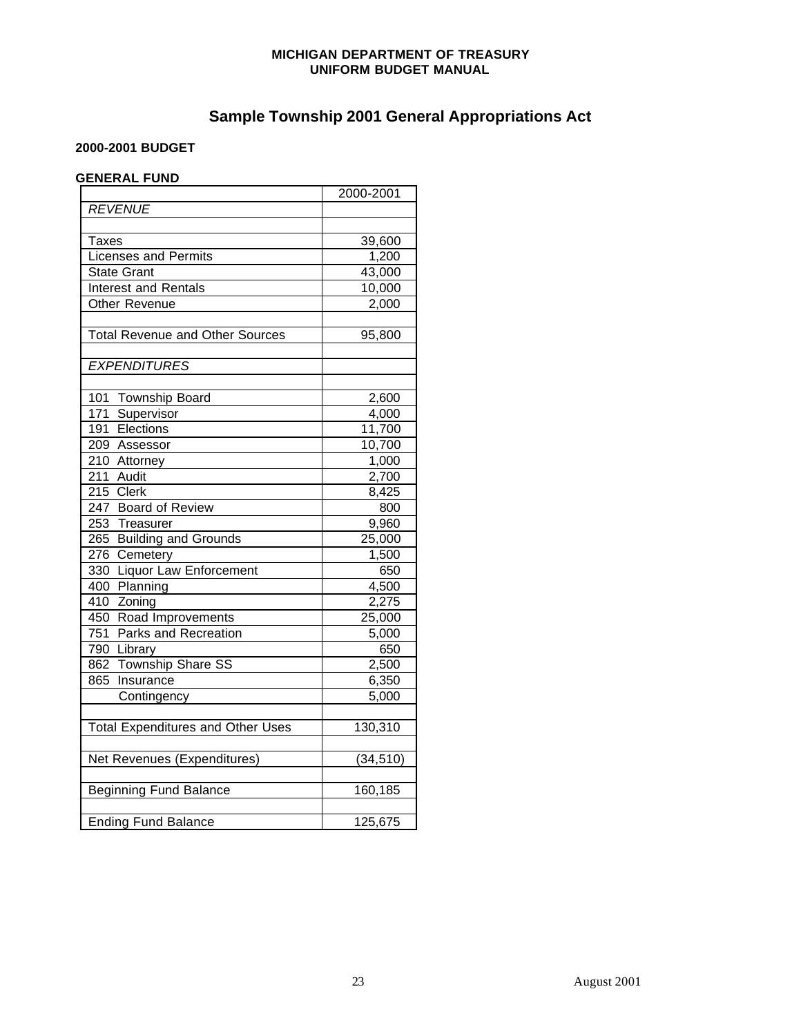**MICHIGAN DEPARTMENT OF TREASURY**
**UNIFORM BUDGET MANUAL**

# Sample Township 2001 General Appropriations Act

**2000-2001 BUDGET**

**GENERAL FUND**

| | 2000-2001 |
|---|---|
| *REVENUE* | |
| | |
| Taxes | 39,600 |
| Licenses and Permits | 1,200 |
| State Grant | 43,000 |
| Interest and Rentals | 10,000 |
| Other Revenue | 2,000 |
| | |
| Total Revenue and Other Sources | 95,800 |
| | |
| *EXPENDITURES* | |
| | |
| 101 Township Board | 2,600 |
| 171 Supervisor | 4,000 |
| 191 Elections | 11,700 |
| 209 Assessor | 10,700 |
| 210 Attorney | 1,000 |
| 211 Audit | 2,700 |
| 215 Clerk | 8,425 |
| 247 Board of Review | 800 |
| 253 Treasurer | 9,960 |
| 265 Building and Grounds | 25,000 |
| 276 Cemetery | 1,500 |
| 330 Liquor Law Enforcement | 650 |
| 400 Planning | 4,500 |
| 410 Zoning | 2,275 |
| 450 Road Improvements | 25,000 |
| 751 Parks and Recreation | 5,000 |
| 790 Library | 650 |
| 862 Township Share SS | 2,500 |
| 865 Insurance | 6,350 |
| Contingency | 5,000 |
| | |
| Total Expenditures and Other Uses | 130,310 |
| | |
| Net Revenues (Expenditures) | (34,510) |
| | |
| Beginning Fund Balance | 160,185 |
| | |
| Ending Fund Balance | 125,675 |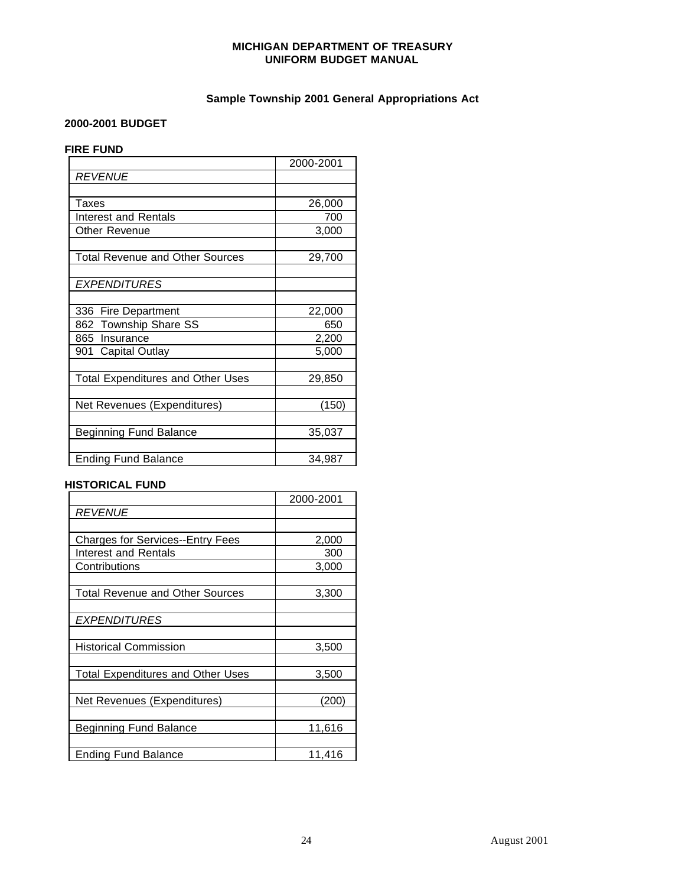**MICHIGAN DEPARTMENT OF TREASURY**
**UNIFORM BUDGET MANUAL**

### Sample Township 2001 General Appropriations Act

**2000-2001 BUDGET**

**FIRE FUND**

| | 2000-2001 |
|---|---|
| *REVENUE* | |
| | |
| Taxes | 26,000 |
| Interest and Rentals | 700 |
| Other Revenue | 3,000 |
| | |
| Total Revenue and Other Sources | 29,700 |
| | |
| *EXPENDITURES* | |
| | |
| 336 Fire Department | 22,000 |
| 862 Township Share SS | 650 |
| 865 Insurance | 2,200 |
| 901 Capital Outlay | 5,000 |
| | |
| Total Expenditures and Other Uses | 29,850 |
| | |
| Net Revenues (Expenditures) | (150) |
| | |
| Beginning Fund Balance | 35,037 |
| | |
| Ending Fund Balance | 34,987 |

**HISTORICAL FUND**

| | 2000-2001 |
|---|---|
| *REVENUE* | |
| | |
| Charges for Services--Entry Fees | 2,000 |
| Interest and Rentals | 300 |
| Contributions | 3,000 |
| | |
| Total Revenue and Other Sources | 3,300 |
| | |
| *EXPENDITURES* | |
| | |
| Historical Commission | 3,500 |
| | |
| Total Expenditures and Other Uses | 3,500 |
| | |
| Net Revenues (Expenditures) | (200) |
| | |
| Beginning Fund Balance | 11,616 |
| | |
| Ending Fund Balance | 11,416 |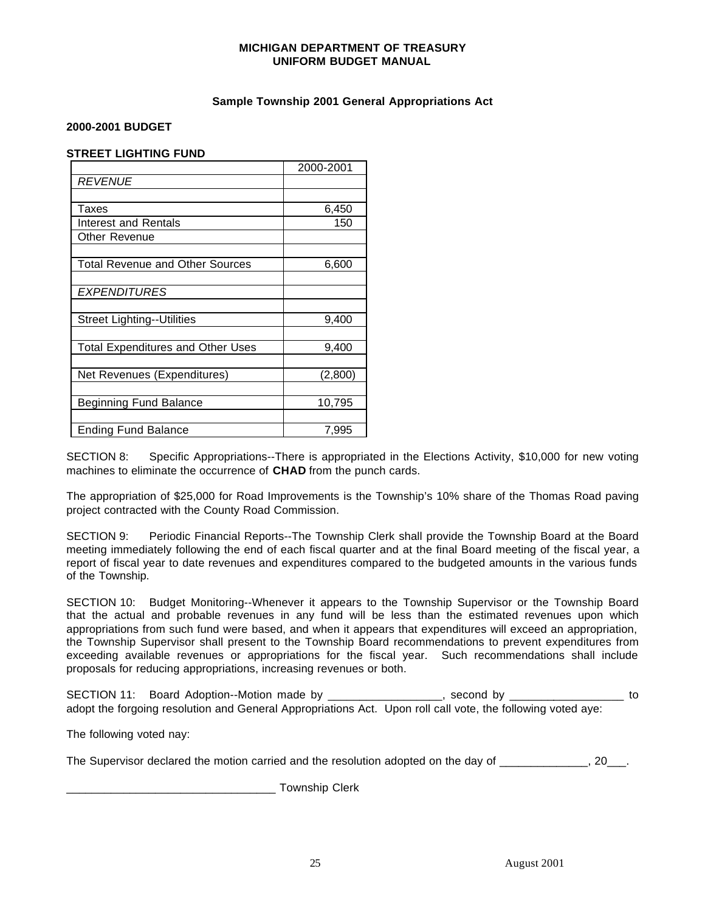**MICHIGAN DEPARTMENT OF TREASURY**
**UNIFORM BUDGET MANUAL**

**Sample Township 2001 General Appropriations Act**

**2000-2001 BUDGET**

**STREET LIGHTING FUND**

| | 2000-2001 |
|---|---|
| *REVENUE* | |
| | |
| Taxes | 6,450 |
| Interest and Rentals | 150 |
| Other Revenue | |
| | |
| Total Revenue and Other Sources | 6,600 |
| | |
| *EXPENDITURES* | |
| | |
| Street Lighting--Utilities | 9,400 |
| | |
| Total Expenditures and Other Uses | 9,400 |
| | |
| Net Revenues (Expenditures) | (2,800) |
| | |
| Beginning Fund Balance | 10,795 |
| | |
| Ending Fund Balance | 7,995 |

SECTION 8: Specific Appropriations--There is appropriated in the Elections Activity, $10,000 for new voting machines to eliminate the occurrence of **CHAD** from the punch cards.

The appropriation of $25,000 for Road Improvements is the Township's 10% share of the Thomas Road paving project contracted with the County Road Commission.

SECTION 9: Periodic Financial Reports--The Township Clerk shall provide the Township Board at the Board meeting immediately following the end of each fiscal quarter and at the final Board meeting of the fiscal year, a report of fiscal year to date revenues and expenditures compared to the budgeted amounts in the various funds of the Township.

SECTION 10: Budget Monitoring--Whenever it appears to the Township Supervisor or the Township Board that the actual and probable revenues in any fund will be less than the estimated revenues upon which appropriations from such fund were based, and when it appears that expenditures will exceed an appropriation, the Township Supervisor shall present to the Township Board recommendations to prevent expenditures from exceeding available revenues or appropriations for the fiscal year. Such recommendations shall include proposals for reducing appropriations, increasing revenues or both.

SECTION 11: Board Adoption--Motion made by __________________, second by __________________ to adopt the forgoing resolution and General Appropriations Act. Upon roll call vote, the following voted aye:

The following voted nay:

The Supervisor declared the motion carried and the resolution adopted on the day of ______________, 20___.

__________________________________ Township Clerk